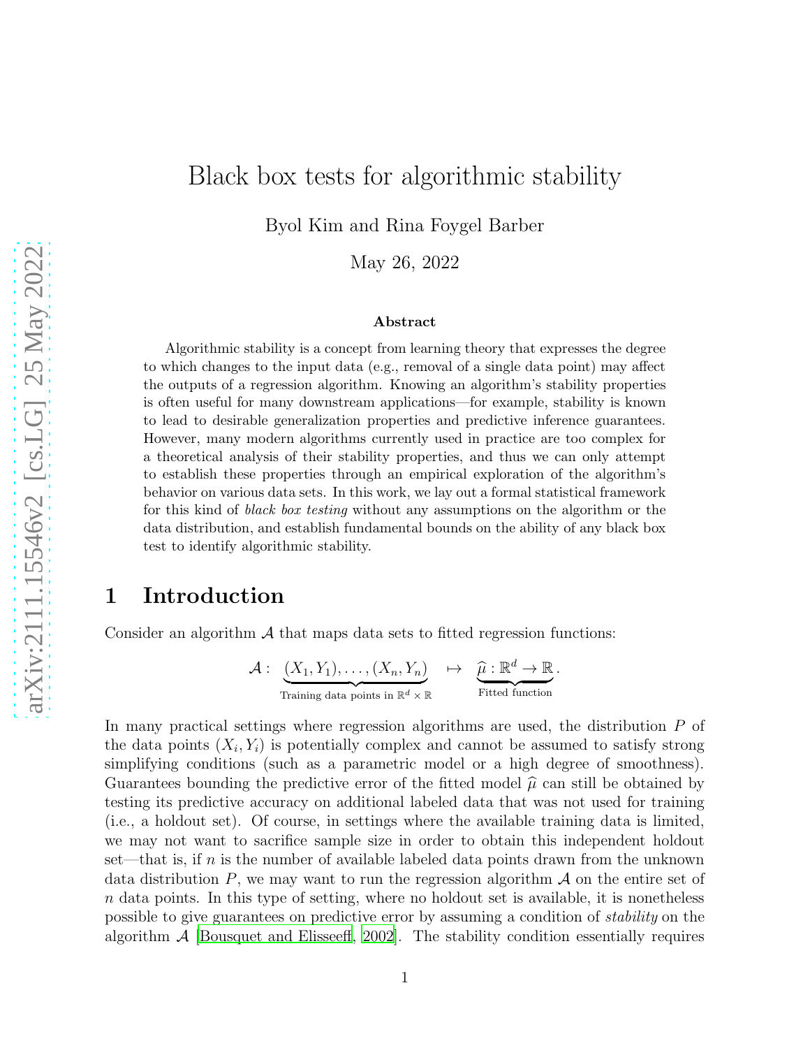# Black box tests for algorithmic stability

Byol Kim and Rina Foygel Barber

May 26, 2022

**Abstract**

Algorithmic stability is a concept from learning theory that expresses the degree to which changes to the input data (e.g., removal of a single data point) may affect the outputs of a regression algorithm. Knowing an algorithm's stability properties is often useful for many downstream applications—for example, stability is known to lead to desirable generalization properties and predictive inference guarantees. However, many modern algorithms currently used in practice are too complex for a theoretical analysis of their stability properties, and thus we can only attempt to establish these properties through an empirical exploration of the algorithm's behavior on various data sets. In this work, we lay out a formal statistical framework for this kind of *black box testing* without any assumptions on the algorithm or the data distribution, and establish fundamental bounds on the ability of any black box test to identify algorithmic stability.

## 1 Introduction

Consider an algorithm $\mathcal{A}$ that maps data sets to fitted regression functions:

$$\mathcal{A}: \underbrace{(X_1, Y_1), \ldots, (X_n, Y_n)}_{\text{Training data points in } \mathbb{R}^d \times \mathbb{R}} \mapsto \underbrace{\widehat{\mu} : \mathbb{R}^d \to \mathbb{R}}_{\text{Fitted function}}.$$

In many practical settings where regression algorithms are used, the distribution $P$ of the data points $(X_i, Y_i)$ is potentially complex and cannot be assumed to satisfy strong simplifying conditions (such as a parametric model or a high degree of smoothness). Guarantees bounding the predictive error of the fitted model $\widehat{\mu}$ can still be obtained by testing its predictive accuracy on additional labeled data that was not used for training (i.e., a holdout set). Of course, in settings where the available training data is limited, we may not want to sacrifice sample size in order to obtain this independent holdout set—that is, if $n$ is the number of available labeled data points drawn from the unknown data distribution $P$, we may want to run the regression algorithm $\mathcal{A}$ on the entire set of $n$ data points. In this type of setting, where no holdout set is available, it is nonetheless possible to give guarantees on predictive error by assuming a condition of *stability* on the algorithm $\mathcal{A}$ [Bousquet and Elisseeff, 2002]. The stability condition essentially requires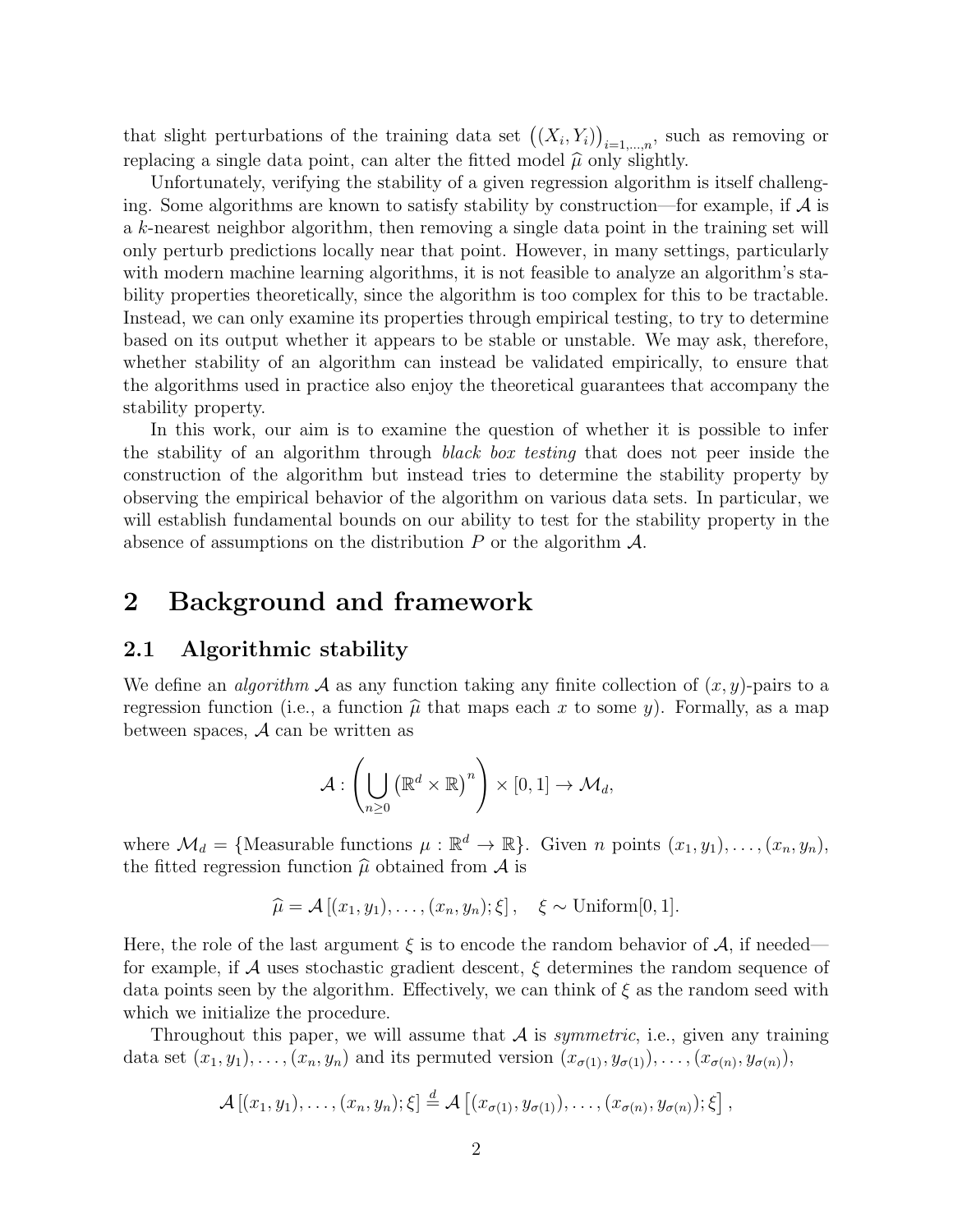that slight perturbations of the training data set $\left((X_i, Y_i)\right)_{i=1,\dots,n}$, such as removing or replacing a single data point, can alter the fitted model $\widehat{\mu}$ only slightly.

Unfortunately, verifying the stability of a given regression algorithm is itself challenging. Some algorithms are known to satisfy stability by construction—for example, if $\mathcal{A}$ is a $k$-nearest neighbor algorithm, then removing a single data point in the training set will only perturb predictions locally near that point. However, in many settings, particularly with modern machine learning algorithms, it is not feasible to analyze an algorithm's stability properties theoretically, since the algorithm is too complex for this to be tractable. Instead, we can only examine its properties through empirical testing, to try to determine based on its output whether it appears to be stable or unstable. We may ask, therefore, whether stability of an algorithm can instead be validated empirically, to ensure that the algorithms used in practice also enjoy the theoretical guarantees that accompany the stability property.

In this work, our aim is to examine the question of whether it is possible to infer the stability of an algorithm through *black box testing* that does not peer inside the construction of the algorithm but instead tries to determine the stability property by observing the empirical behavior of the algorithm on various data sets. In particular, we will establish fundamental bounds on our ability to test for the stability property in the absence of assumptions on the distribution $P$ or the algorithm $\mathcal{A}$.

# 2 Background and framework

## 2.1 Algorithmic stability

We define an *algorithm* $\mathcal{A}$ as any function taking any finite collection of $(x, y)$-pairs to a regression function (i.e., a function $\widehat{\mu}$ that maps each $x$ to some $y$). Formally, as a map between spaces, $\mathcal{A}$ can be written as

$$\mathcal{A} : \left( \bigcup_{n \geq 0} \left(\mathbb{R}^d \times \mathbb{R}\right)^n \right) \times [0, 1] \to \mathcal{M}_d,$$

where $\mathcal{M}_d = \{\text{Measurable functions } \mu : \mathbb{R}^d \to \mathbb{R}\}$. Given $n$ points $(x_1, y_1), \dots, (x_n, y_n)$, the fitted regression function $\widehat{\mu}$ obtained from $\mathcal{A}$ is

$$\widehat{\mu} = \mathcal{A}\left[(x_1, y_1), \dots, (x_n, y_n); \xi\right], \quad \xi \sim \text{Uniform}[0, 1].$$

Here, the role of the last argument $\xi$ is to encode the random behavior of $\mathcal{A}$, if needed—for example, if $\mathcal{A}$ uses stochastic gradient descent, $\xi$ determines the random sequence of data points seen by the algorithm. Effectively, we can think of $\xi$ as the random seed with which we initialize the procedure.

Throughout this paper, we will assume that $\mathcal{A}$ is *symmetric*, i.e., given any training data set $(x_1, y_1), \dots, (x_n, y_n)$ and its permuted version $(x_{\sigma(1)}, y_{\sigma(1)}), \dots, (x_{\sigma(n)}, y_{\sigma(n)})$,

$$\mathcal{A}\left[(x_1, y_1), \dots, (x_n, y_n); \xi\right] \overset{d}{=} \mathcal{A}\left[(x_{\sigma(1)}, y_{\sigma(1)}), \dots, (x_{\sigma(n)}, y_{\sigma(n)}); \xi\right],$$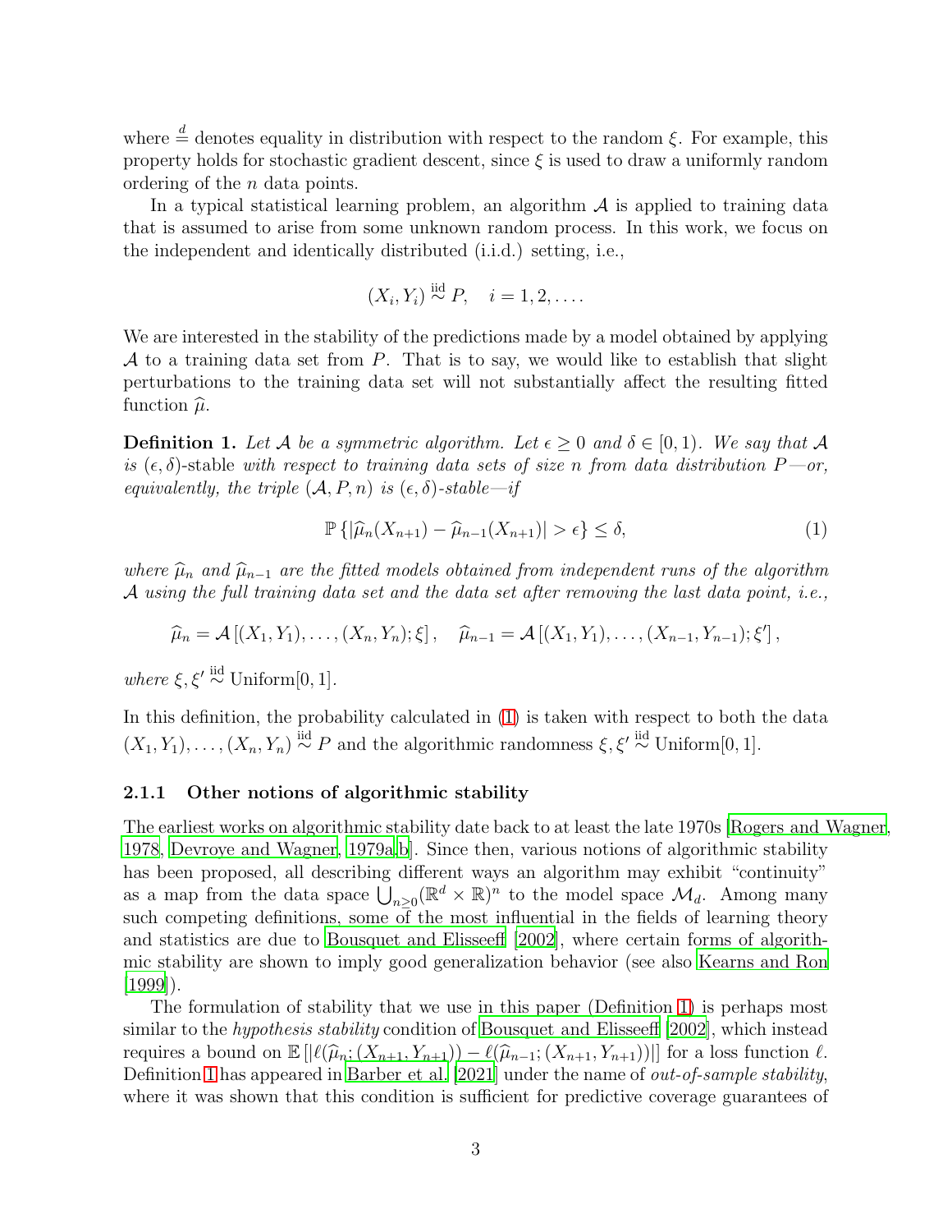where $\stackrel{d}{=}$ denotes equality in distribution with respect to the random $\xi$. For example, this property holds for stochastic gradient descent, since $\xi$ is used to draw a uniformly random ordering of the $n$ data points.

In a typical statistical learning problem, an algorithm $\mathcal{A}$ is applied to training data that is assumed to arise from some unknown random process. In this work, we focus on the independent and identically distributed (i.i.d.) setting, i.e.,

$$(X_i, Y_i) \stackrel{\text{iid}}{\sim} P, \quad i = 1, 2, \ldots.$$

We are interested in the stability of the predictions made by a model obtained by applying $\mathcal{A}$ to a training data set from $P$. That is to say, we would like to establish that slight perturbations to the training data set will not substantially affect the resulting fitted function $\widehat{\mu}$.

**Definition 1.** *Let $\mathcal{A}$ be a symmetric algorithm. Let $\epsilon \geq 0$ and $\delta \in [0, 1)$. We say that $\mathcal{A}$ is $(\epsilon, \delta)$-stable with respect to training data sets of size $n$ from data distribution $P$—or, equivalently, the triple $(\mathcal{A}, P, n)$ is $(\epsilon, \delta)$-stable—if*

$$\mathbb{P}\left\{|\widehat{\mu}_n(X_{n+1}) - \widehat{\mu}_{n-1}(X_{n+1})| > \epsilon\right\} \leq \delta, \tag{1}$$

*where $\widehat{\mu}_n$ and $\widehat{\mu}_{n-1}$ are the fitted models obtained from independent runs of the algorithm $\mathcal{A}$ using the full training data set and the data set after removing the last data point, i.e.,*

$$\widehat{\mu}_n = \mathcal{A}\left[(X_1, Y_1), \ldots, (X_n, Y_n); \xi\right], \quad \widehat{\mu}_{n-1} = \mathcal{A}\left[(X_1, Y_1), \ldots, (X_{n-1}, Y_{n-1}); \xi'\right],$$

*where $\xi, \xi' \stackrel{\text{iid}}{\sim} \text{Uniform}[0, 1]$.*

In this definition, the probability calculated in (1) is taken with respect to both the data $(X_1, Y_1), \ldots, (X_n, Y_n) \stackrel{\text{iid}}{\sim} P$ and the algorithmic randomness $\xi, \xi' \stackrel{\text{iid}}{\sim} \text{Uniform}[0, 1]$.

### 2.1.1 Other notions of algorithmic stability

The earliest works on algorithmic stability date back to at least the late 1970s [Rogers and Wagner, 1978, Devroye and Wagner, 1979a,b]. Since then, various notions of algorithmic stability has been proposed, all describing different ways an algorithm may exhibit "continuity" as a map from the data space $\bigcup_{n \geq 0}(\mathbb{R}^d \times \mathbb{R})^n$ to the model space $\mathcal{M}_d$. Among many such competing definitions, some of the most influential in the fields of learning theory and statistics are due to Bousquet and Elisseeff [2002], where certain forms of algorithmic stability are shown to imply good generalization behavior (see also Kearns and Ron [1999]).

The formulation of stability that we use in this paper (Definition 1) is perhaps most similar to the *hypothesis stability* condition of Bousquet and Elisseeff [2002], which instead requires a bound on $\mathbb{E}\left[|\ell(\widehat{\mu}_n; (X_{n+1}, Y_{n+1})) - \ell(\widehat{\mu}_{n-1}; (X_{n+1}, Y_{n+1}))|\right]$ for a loss function $\ell$. Definition 1 has appeared in Barber et al. [2021] under the name of *out-of-sample stability*, where it was shown that this condition is sufficient for predictive coverage guarantees of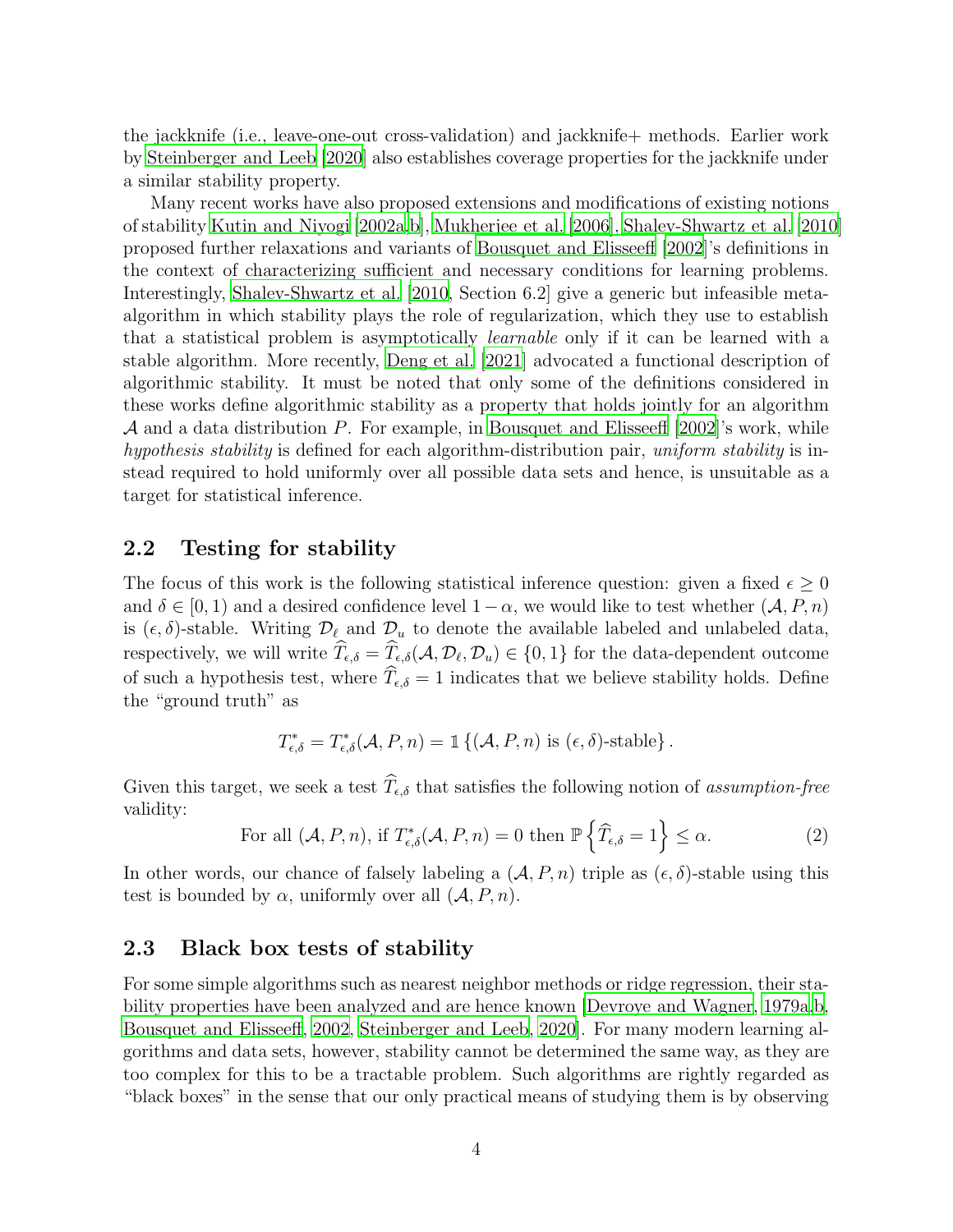the jackknife (i.e., leave-one-out cross-validation) and jackknife+ methods. Earlier work by Steinberger and Leeb [2020] also establishes coverage properties for the jackknife under a similar stability property.

Many recent works have also proposed extensions and modifications of existing notions of stability Kutin and Niyogi [2002a,b], Mukherjee et al. [2006], Shalev-Shwartz et al. [2010] proposed further relaxations and variants of Bousquet and Elisseeff [2002]'s definitions in the context of characterizing sufficient and necessary conditions for learning problems. Interestingly, Shalev-Shwartz et al. [2010, Section 6.2] give a generic but infeasible meta-algorithm in which stability plays the role of regularization, which they use to establish that a statistical problem is asymptotically *learnable* only if it can be learned with a stable algorithm. More recently, Deng et al. [2021] advocated a functional description of algorithmic stability. It must be noted that only some of the definitions considered in these works define algorithmic stability as a property that holds jointly for an algorithm $\mathcal{A}$ and a data distribution $P$. For example, in Bousquet and Elisseeff [2002]'s work, while *hypothesis stability* is defined for each algorithm-distribution pair, *uniform stability* is instead required to hold uniformly over all possible data sets and hence, is unsuitable as a target for statistical inference.

## 2.2 Testing for stability

The focus of this work is the following statistical inference question: given a fixed $\epsilon \geq 0$ and $\delta \in [0, 1)$ and a desired confidence level $1 - \alpha$, we would like to test whether $(\mathcal{A}, P, n)$ is $(\epsilon, \delta)$-stable. Writing $\mathcal{D}_\ell$ and $\mathcal{D}_u$ to denote the available labeled and unlabeled data, respectively, we will write $\widehat{T}_{\epsilon,\delta} = \widehat{T}_{\epsilon,\delta}(\mathcal{A}, \mathcal{D}_\ell, \mathcal{D}_u) \in \{0, 1\}$ for the data-dependent outcome of such a hypothesis test, where $\widehat{T}_{\epsilon,\delta} = 1$ indicates that we believe stability holds. Define the "ground truth" as

$$T^*_{\epsilon,\delta} = T^*_{\epsilon,\delta}(\mathcal{A}, P, n) = \mathbb{1}\left\{(\mathcal{A}, P, n) \text{ is } (\epsilon, \delta)\text{-stable}\right\}.$$

Given this target, we seek a test $\widehat{T}_{\epsilon,\delta}$ that satisfies the following notion of *assumption-free* validity:

$$\text{For all } (\mathcal{A}, P, n), \text{ if } T^*_{\epsilon,\delta}(\mathcal{A}, P, n) = 0 \text{ then } \mathbb{P}\left\{\widehat{T}_{\epsilon,\delta} = 1\right\} \leq \alpha. \tag{2}$$

In other words, our chance of falsely labeling a $(\mathcal{A}, P, n)$ triple as $(\epsilon, \delta)$-stable using this test is bounded by $\alpha$, uniformly over all $(\mathcal{A}, P, n)$.

## 2.3 Black box tests of stability

For some simple algorithms such as nearest neighbor methods or ridge regression, their stability properties have been analyzed and are hence known [Devroye and Wagner, 1979a,b, Bousquet and Elisseeff, 2002, Steinberger and Leeb, 2020]. For many modern learning algorithms and data sets, however, stability cannot be determined the same way, as they are too complex for this to be a tractable problem. Such algorithms are rightly regarded as "black boxes" in the sense that our only practical means of studying them is by observing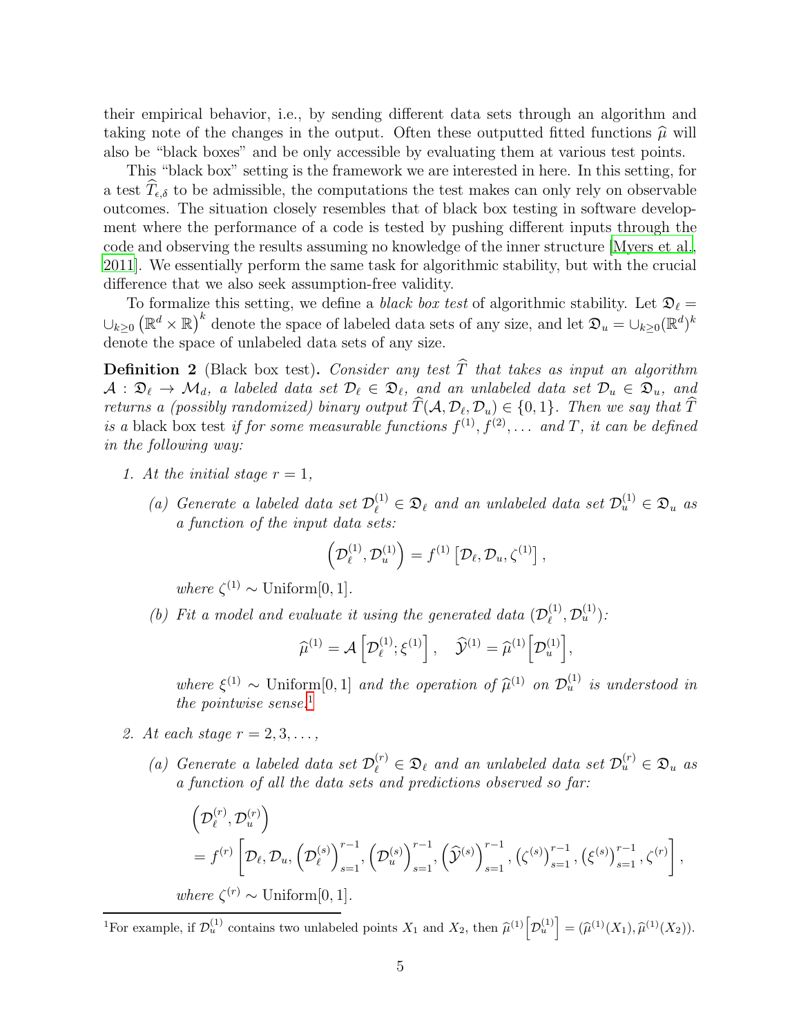their empirical behavior, i.e., by sending different data sets through an algorithm and taking note of the changes in the output. Often these outputted fitted functions $\widehat{\mu}$ will also be "black boxes" and be only accessible by evaluating them at various test points.

This "black box" setting is the framework we are interested in here. In this setting, for a test $\widehat{T}_{\epsilon,\delta}$ to be admissible, the computations the test makes can only rely on observable outcomes. The situation closely resembles that of black box testing in software development where the performance of a code is tested by pushing different inputs through the code and observing the results assuming no knowledge of the inner structure [Myers et al., 2011]. We essentially perform the same task for algorithmic stability, but with the crucial difference that we also seek assumption-free validity.

To formalize this setting, we define a *black box test* of algorithmic stability. Let $\mathfrak{D}_\ell = \cup_{k\geq 0}\left(\mathbb{R}^d \times \mathbb{R}\right)^k$ denote the space of labeled data sets of any size, and let $\mathfrak{D}_u = \cup_{k\geq 0}(\mathbb{R}^d)^k$ denote the space of unlabeled data sets of any size.

**Definition 2** (Black box test)**.** *Consider any test $\widehat{T}$ that takes as input an algorithm $\mathcal{A} : \mathfrak{D}_\ell \to \mathcal{M}_d$, a labeled data set $\mathcal{D}_\ell \in \mathfrak{D}_\ell$, and an unlabeled data set $\mathcal{D}_u \in \mathfrak{D}_u$, and returns a (possibly randomized) binary output $\widehat{T}(\mathcal{A}, \mathcal{D}_\ell, \mathcal{D}_u) \in \{0, 1\}$. Then we say that $\widehat{T}$ is a* black box test *if for some measurable functions $f^{(1)}, f^{(2)}, \dots$ and $T$, it can be defined in the following way:*

1. *At the initial stage $r = 1$,*

   (a) *Generate a labeled data set $\mathcal{D}_\ell^{(1)} \in \mathfrak{D}_\ell$ and an unlabeled data set $\mathcal{D}_u^{(1)} \in \mathfrak{D}_u$ as a function of the input data sets:*

   $$\left(\mathcal{D}_\ell^{(1)}, \mathcal{D}_u^{(1)}\right) = f^{(1)}\left[\mathcal{D}_\ell, \mathcal{D}_u, \zeta^{(1)}\right],$$

   *where $\zeta^{(1)} \sim \mathrm{Uniform}[0, 1]$.*

   (b) *Fit a model and evaluate it using the generated data $(\mathcal{D}_\ell^{(1)}, \mathcal{D}_u^{(1)})$:*

   $$\widehat{\mu}^{(1)} = \mathcal{A}\left[\mathcal{D}_\ell^{(1)}; \xi^{(1)}\right], \quad \widehat{\mathcal{Y}}^{(1)} = \widehat{\mu}^{(1)}\left[\mathcal{D}_u^{(1)}\right],$$

   *where $\xi^{(1)} \sim \mathrm{Uniform}[0, 1]$ and the operation of $\widehat{\mu}^{(1)}$ on $\mathcal{D}_u^{(1)}$ is understood in the pointwise sense.*[1]

2. *At each stage $r = 2, 3, \dots,$*

   (a) *Generate a labeled data set $\mathcal{D}_\ell^{(r)} \in \mathfrak{D}_\ell$ and an unlabeled data set $\mathcal{D}_u^{(r)} \in \mathfrak{D}_u$ as a function of all the data sets and predictions observed so far:*

   $$\begin{aligned}&\left(\mathcal{D}_\ell^{(r)}, \mathcal{D}_u^{(r)}\right)\\ &= f^{(r)}\left[\mathcal{D}_\ell, \mathcal{D}_u, \left(\mathcal{D}_\ell^{(s)}\right)_{s=1}^{r-1}, \left(\mathcal{D}_u^{(s)}\right)_{s=1}^{r-1}, \left(\widehat{\mathcal{Y}}^{(s)}\right)_{s=1}^{r-1}, \left(\zeta^{(s)}\right)_{s=1}^{r-1}, \left(\xi^{(s)}\right)_{s=1}^{r-1}, \zeta^{(r)}\right],\end{aligned}$$

   *where $\zeta^{(r)} \sim \mathrm{Uniform}[0, 1]$.*

[1] For example, if $\mathcal{D}_u^{(1)}$ contains two unlabeled points $X_1$ and $X_2$, then $\widehat{\mu}^{(1)}\left[\mathcal{D}_u^{(1)}\right] = (\widehat{\mu}^{(1)}(X_1), \widehat{\mu}^{(1)}(X_2))$.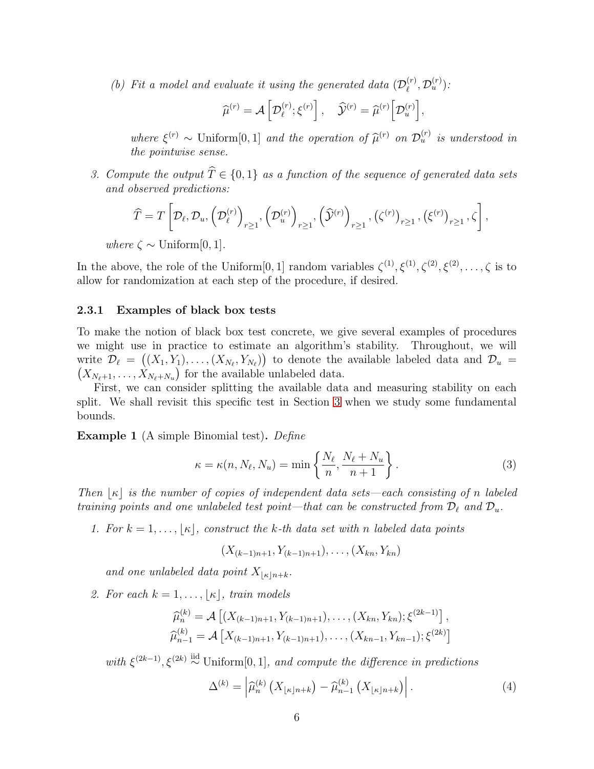(b) *Fit a model and evaluate it using the generated data* $(\mathcal{D}_\ell^{(r)}, \mathcal{D}_u^{(r)})$:

$$\widehat{\mu}^{(r)} = \mathcal{A}\left[\mathcal{D}_\ell^{(r)}; \xi^{(r)}\right], \quad \widehat{\mathcal{Y}}^{(r)} = \widehat{\mu}^{(r)}\left[\mathcal{D}_u^{(r)}\right],$$

*where* $\xi^{(r)} \sim \text{Uniform}[0,1]$ *and the operation of* $\widehat{\mu}^{(r)}$ *on* $\mathcal{D}_u^{(r)}$ *is understood in the pointwise sense.*

3. *Compute the output* $\widehat{T} \in \{0,1\}$ *as a function of the sequence of generated data sets and observed predictions:*

$$\widehat{T} = T\left[\mathcal{D}_\ell, \mathcal{D}_u, \left(\mathcal{D}_\ell^{(r)}\right)_{r\geq 1}, \left(\mathcal{D}_u^{(r)}\right)_{r\geq 1}, \left(\widehat{\mathcal{Y}}^{(r)}\right)_{r\geq 1}, \left(\zeta^{(r)}\right)_{r\geq 1}, \left(\xi^{(r)}\right)_{r\geq 1}, \zeta\right],$$

*where* $\zeta \sim \text{Uniform}[0,1]$.

In the above, the role of the Uniform[0,1] random variables $\zeta^{(1)}, \xi^{(1)}, \zeta^{(2)}, \xi^{(2)}, \ldots, \zeta$ is to allow for randomization at each step of the procedure, if desired.

### 2.3.1 Examples of black box tests

To make the notion of black box test concrete, we give several examples of procedures we might use in practice to estimate an algorithm's stability. Throughout, we will write $\mathcal{D}_\ell = \left((X_1, Y_1), \ldots, (X_{N_\ell}, Y_{N_\ell})\right)$ to denote the available labeled data and $\mathcal{D}_u = \left(X_{N_\ell+1}, \ldots, X_{N_\ell+N_u}\right)$ for the available unlabeled data.

First, we can consider splitting the available data and measuring stability on each split. We shall revisit this specific test in Section 3 when we study some fundamental bounds.

**Example 1** (A simple Binomial test)**.** *Define*

$$\kappa = \kappa(n, N_\ell, N_u) = \min\left\{\frac{N_\ell}{n}, \frac{N_\ell + N_u}{n+1}\right\}. \tag{3}$$

*Then* $\lfloor \kappa \rfloor$ *is the number of copies of independent data sets—each consisting of n labeled training points and one unlabeled test point—that can be constructed from* $\mathcal{D}_\ell$ *and* $\mathcal{D}_u$.

1. *For* $k = 1, \ldots, \lfloor \kappa \rfloor$, *construct the k-th data set with n labeled data points*

$$(X_{(k-1)n+1}, Y_{(k-1)n+1}), \ldots, (X_{kn}, Y_{kn})$$

*and one unlabeled data point* $X_{\lfloor \kappa \rfloor n+k}$.

2. *For each* $k = 1, \ldots, \lfloor \kappa \rfloor$, *train models*

$$\widehat{\mu}_n^{(k)} = \mathcal{A}\left[(X_{(k-1)n+1}, Y_{(k-1)n+1}), \ldots, (X_{kn}, Y_{kn}); \xi^{(2k-1)}\right],$$
$$\widehat{\mu}_{n-1}^{(k)} = \mathcal{A}\left[X_{(k-1)n+1}, Y_{(k-1)n+1}), \ldots, (X_{kn-1}, Y_{kn-1}); \xi^{(2k)}\right]$$

*with* $\xi^{(2k-1)}, \xi^{(2k)} \overset{\text{iid}}{\sim} \text{Uniform}[0,1]$, *and compute the difference in predictions*

$$\Delta^{(k)} = \left|\widehat{\mu}_n^{(k)}\left(X_{\lfloor \kappa \rfloor n+k}\right) - \widehat{\mu}_{n-1}^{(k)}\left(X_{\lfloor \kappa \rfloor n+k}\right)\right|. \tag{4}$$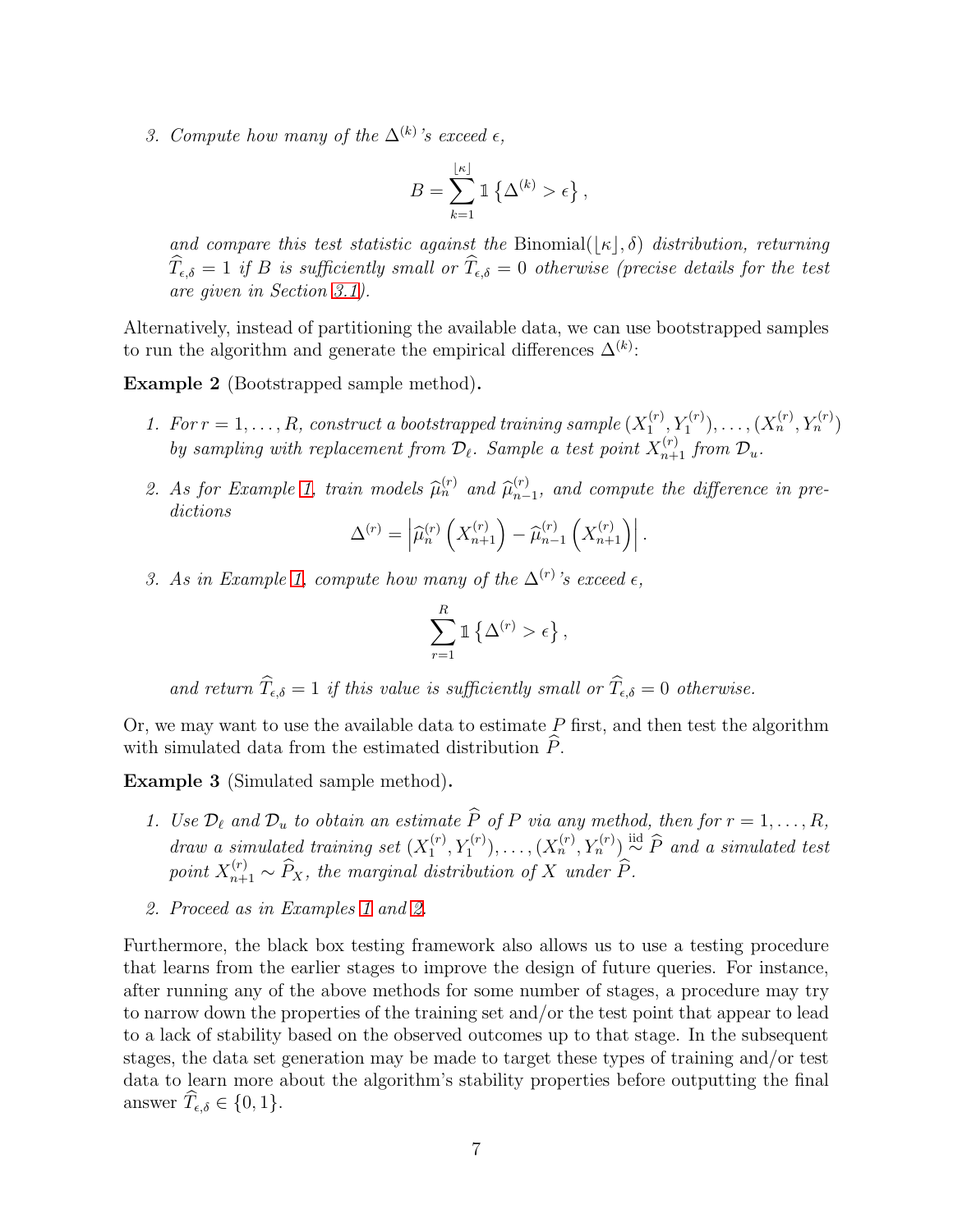3. *Compute how many of the $\Delta^{(k)}$'s exceed $\epsilon$,*

$$B = \sum_{k=1}^{\lfloor \kappa \rfloor} \mathbb{1}\left\{\Delta^{(k)} > \epsilon\right\},$$

*and compare this test statistic against the* Binomial$(\lfloor \kappa \rfloor, \delta)$ *distribution, returning $\widehat{T}_{\epsilon,\delta} = 1$ if $B$ is sufficiently small or $\widehat{T}_{\epsilon,\delta} = 0$ otherwise (precise details for the test are given in Section 3.1).*

Alternatively, instead of partitioning the available data, we can use bootstrapped samples to run the algorithm and generate the empirical differences $\Delta^{(k)}$:

**Example 2** (Bootstrapped sample method)**.**

1. *For $r = 1, \ldots, R$, construct a bootstrapped training sample $(X_1^{(r)}, Y_1^{(r)}), \ldots, (X_n^{(r)}, Y_n^{(r)})$ by sampling with replacement from $\mathcal{D}_\ell$. Sample a test point $X_{n+1}^{(r)}$ from $\mathcal{D}_u$.*

2. *As for Example 1, train models $\widehat{\mu}_n^{(r)}$ and $\widehat{\mu}_{n-1}^{(r)}$, and compute the difference in predictions*

$$\Delta^{(r)} = \left|\widehat{\mu}_n^{(r)}\left(X_{n+1}^{(r)}\right) - \widehat{\mu}_{n-1}^{(r)}\left(X_{n+1}^{(r)}\right)\right|.$$

3. *As in Example 1, compute how many of the $\Delta^{(r)}$'s exceed $\epsilon$,*

$$\sum_{r=1}^{R} \mathbb{1}\left\{\Delta^{(r)} > \epsilon\right\},$$

*and return $\widehat{T}_{\epsilon,\delta} = 1$ if this value is sufficiently small or $\widehat{T}_{\epsilon,\delta} = 0$ otherwise.*

Or, we may want to use the available data to estimate $P$ first, and then test the algorithm with simulated data from the estimated distribution $\widehat{P}$.

**Example 3** (Simulated sample method)**.**

1. *Use $\mathcal{D}_\ell$ and $\mathcal{D}_u$ to obtain an estimate $\widehat{P}$ of $P$ via any method, then for $r = 1, \ldots, R$, draw a simulated training set $(X_1^{(r)}, Y_1^{(r)}), \ldots, (X_n^{(r)}, Y_n^{(r)}) \overset{\text{iid}}{\sim} \widehat{P}$ and a simulated test point $X_{n+1}^{(r)} \sim \widehat{P}_X$, the marginal distribution of $X$ under $\widehat{P}$.*

2. *Proceed as in Examples 1 and 2.*

Furthermore, the black box testing framework also allows us to use a testing procedure that learns from the earlier stages to improve the design of future queries. For instance, after running any of the above methods for some number of stages, a procedure may try to narrow down the properties of the training set and/or the test point that appear to lead to a lack of stability based on the observed outcomes up to that stage. In the subsequent stages, the data set generation may be made to target these types of training and/or test data to learn more about the algorithm's stability properties before outputting the final answer $\widehat{T}_{\epsilon,\delta} \in \{0, 1\}$.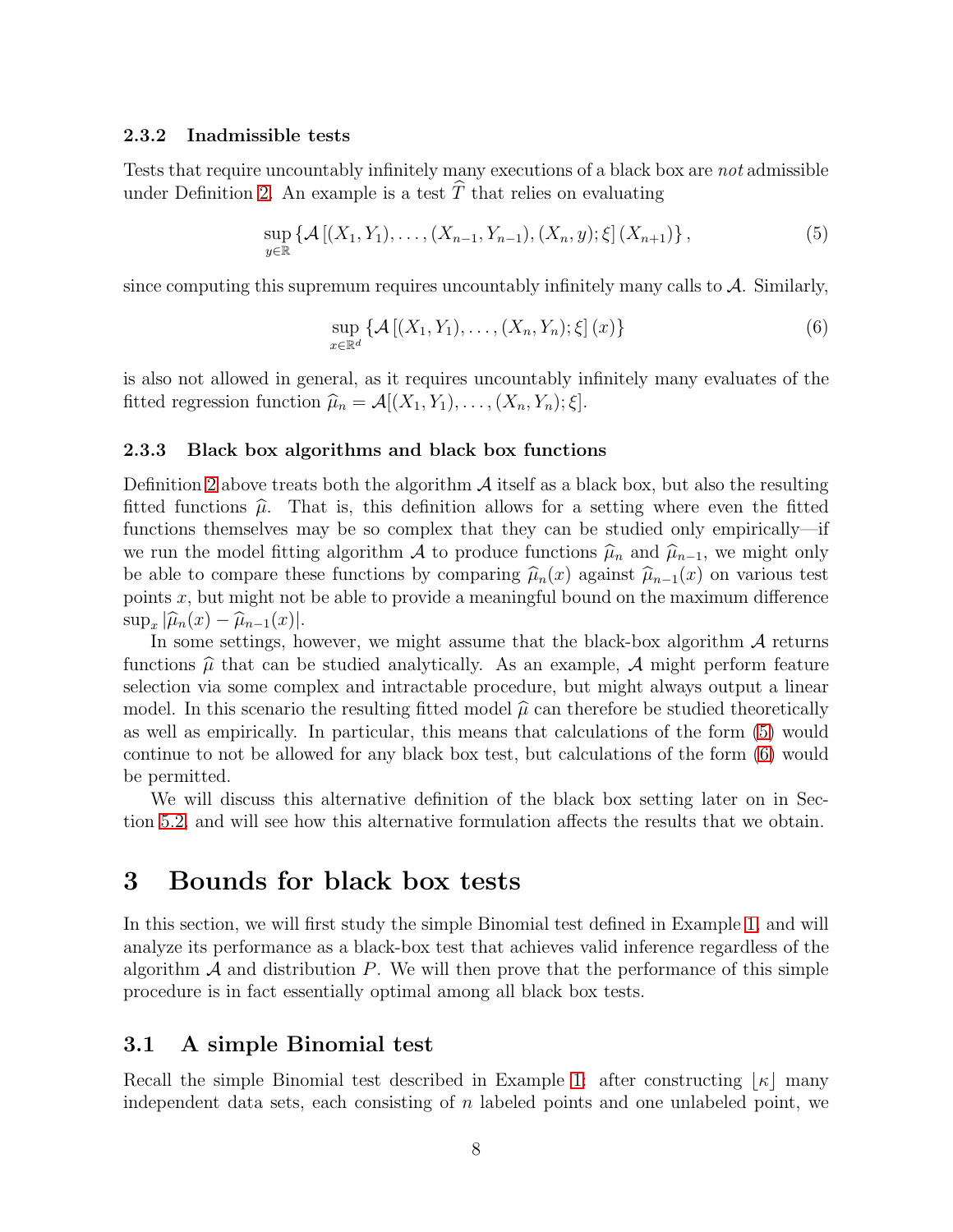### 2.3.2 Inadmissible tests

Tests that require uncountably infinitely many executions of a black box are *not* admissible under Definition 2. An example is a test $\widehat{T}$ that relies on evaluating

$$\sup_{y\in\mathbb{R}} \left\{\mathcal{A}\left[(X_1,Y_1),\ldots,(X_{n-1},Y_{n-1}),(X_n,y);\xi\right](X_{n+1})\right\}, \tag{5}$$

since computing this supremum requires uncountably infinitely many calls to $\mathcal{A}$. Similarly,

$$\sup_{x\in\mathbb{R}^d} \left\{\mathcal{A}\left[(X_1,Y_1),\ldots,(X_n,Y_n);\xi\right](x)\right\} \tag{6}$$

is also not allowed in general, as it requires uncountably infinitely many evaluates of the fitted regression function $\widehat{\mu}_n = \mathcal{A}[(X_1,Y_1),\ldots,(X_n,Y_n);\xi]$.

### 2.3.3 Black box algorithms and black box functions

Definition 2 above treats both the algorithm $\mathcal{A}$ itself as a black box, but also the resulting fitted functions $\widehat{\mu}$. That is, this definition allows for a setting where even the fitted functions themselves may be so complex that they can be studied only empirically—if we run the model fitting algorithm $\mathcal{A}$ to produce functions $\widehat{\mu}_n$ and $\widehat{\mu}_{n-1}$, we might only be able to compare these functions by comparing $\widehat{\mu}_n(x)$ against $\widehat{\mu}_{n-1}(x)$ on various test points $x$, but might not be able to provide a meaningful bound on the maximum difference $\sup_x |\widehat{\mu}_n(x) - \widehat{\mu}_{n-1}(x)|$.

In some settings, however, we might assume that the black-box algorithm $\mathcal{A}$ returns functions $\widehat{\mu}$ that can be studied analytically. As an example, $\mathcal{A}$ might perform feature selection via some complex and intractable procedure, but might always output a linear model. In this scenario the resulting fitted model $\widehat{\mu}$ can therefore be studied theoretically as well as empirically. In particular, this means that calculations of the form (5) would continue to not be allowed for any black box test, but calculations of the form (6) would be permitted.

We will discuss this alternative definition of the black box setting later on in Section 5.2, and will see how this alternative formulation affects the results that we obtain.

# 3 Bounds for black box tests

In this section, we will first study the simple Binomial test defined in Example 1, and will analyze its performance as a black-box test that achieves valid inference regardless of the algorithm $\mathcal{A}$ and distribution $P$. We will then prove that the performance of this simple procedure is in fact essentially optimal among all black box tests.

## 3.1 A simple Binomial test

Recall the simple Binomial test described in Example 1: after constructing $\lfloor \kappa \rfloor$ many independent data sets, each consisting of $n$ labeled points and one unlabeled point, we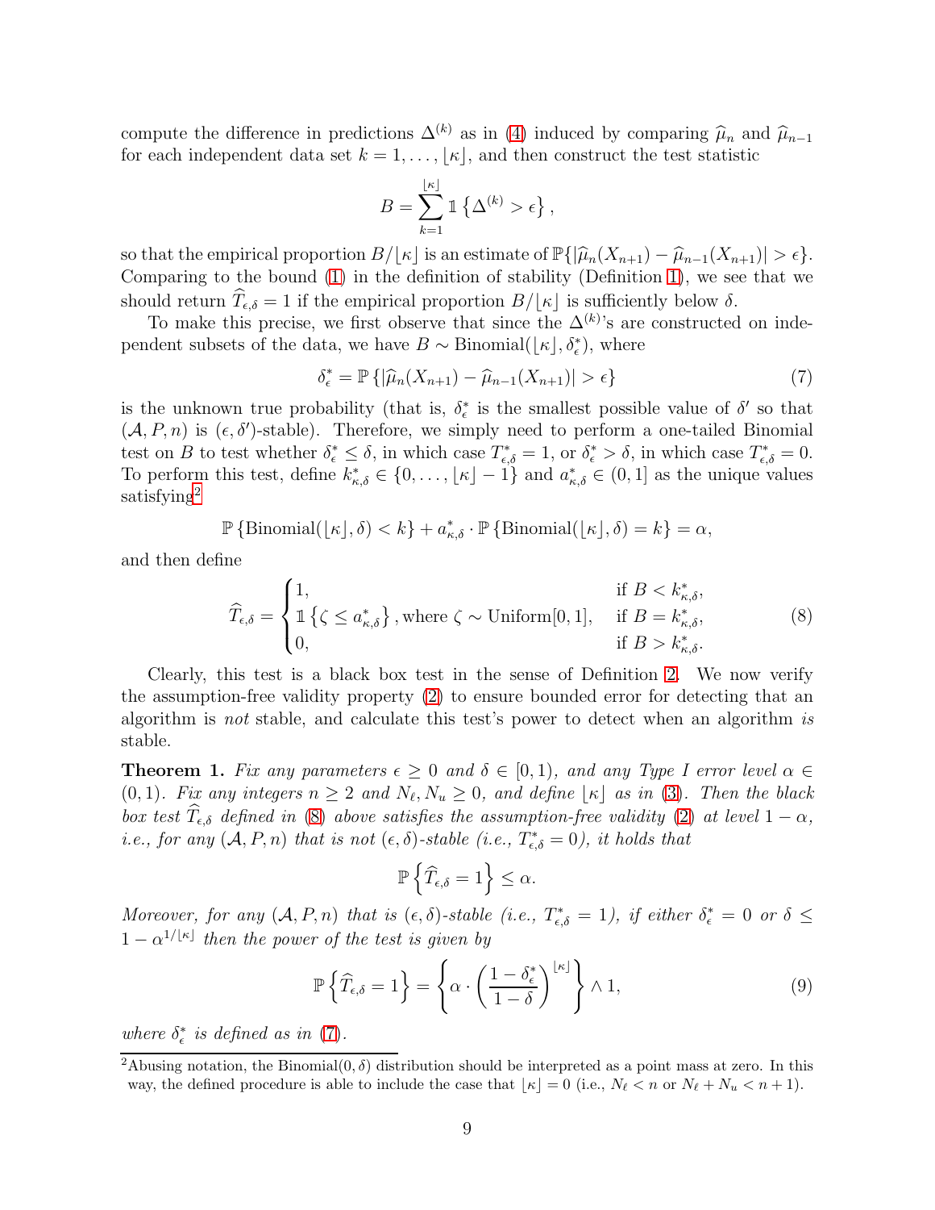compute the difference in predictions $\Delta^{(k)}$ as in (4) induced by comparing $\widehat{\mu}_n$ and $\widehat{\mu}_{n-1}$ for each independent data set $k = 1, \ldots, \lfloor\kappa\rfloor$, and then construct the test statistic

$$B = \sum_{k=1}^{\lfloor\kappa\rfloor} \mathbb{1}\left\{\Delta^{(k)} > \epsilon\right\},$$

so that the empirical proportion $B/\lfloor\kappa\rfloor$ is an estimate of $\mathbb{P}\{|\widehat{\mu}_n(X_{n+1}) - \widehat{\mu}_{n-1}(X_{n+1})| > \epsilon\}$. Comparing to the bound (1) in the definition of stability (Definition 1), we see that we should return $\widehat{T}_{\epsilon,\delta} = 1$ if the empirical proportion $B/\lfloor\kappa\rfloor$ is sufficiently below $\delta$.

To make this precise, we first observe that since the $\Delta^{(k)}$'s are constructed on independent subsets of the data, we have $B \sim \text{Binomial}(\lfloor\kappa\rfloor, \delta^*_\epsilon)$, where

$$\delta^*_\epsilon = \mathbb{P}\left\{|\widehat{\mu}_n(X_{n+1}) - \widehat{\mu}_{n-1}(X_{n+1})| > \epsilon\right\} \tag{7}$$

is the unknown true probability (that is, $\delta^*_\epsilon$ is the smallest possible value of $\delta'$ so that $(\mathcal{A}, P, n)$ is $(\epsilon, \delta')$-stable). Therefore, we simply need to perform a one-tailed Binomial test on $B$ to test whether $\delta^*_\epsilon \le \delta$, in which case $T^*_{\epsilon,\delta} = 1$, or $\delta^*_\epsilon > \delta$, in which case $T^*_{\epsilon,\delta} = 0$. To perform this test, define $k^*_{\kappa,\delta} \in \{0, \ldots, \lfloor\kappa\rfloor - 1\}$ and $a^*_{\kappa,\delta} \in (0, 1]$ as the unique values satisfying[2]

$$\mathbb{P}\left\{\text{Binomial}(\lfloor\kappa\rfloor, \delta) < k\right\} + a^*_{\kappa,\delta} \cdot \mathbb{P}\left\{\text{Binomial}(\lfloor\kappa\rfloor, \delta) = k\right\} = \alpha,$$

and then define

$$\widehat{T}_{\epsilon,\delta} = \begin{cases} 1, & \text{if } B < k^*_{\kappa,\delta}, \\ \mathbb{1}\left\{\zeta \le a^*_{\kappa,\delta}\right\}, \text{where } \zeta \sim \text{Uniform}[0, 1], & \text{if } B = k^*_{\kappa,\delta}, \\ 0, & \text{if } B > k^*_{\kappa,\delta}. \end{cases} \tag{8}$$

Clearly, this test is a black box test in the sense of Definition 2. We now verify the assumption-free validity property (2) to ensure bounded error for detecting that an algorithm is *not* stable, and calculate this test's power to detect when an algorithm *is* stable.

**Theorem 1.** *Fix any parameters $\epsilon \ge 0$ and $\delta \in [0, 1)$, and any Type I error level $\alpha \in (0, 1)$. Fix any integers $n \ge 2$ and $N_\ell, N_u \ge 0$, and define $\lfloor\kappa\rfloor$ as in (3). Then the black box test $\widehat{T}_{\epsilon,\delta}$ defined in (8) above satisfies the assumption-free validity (2) at level $1 - \alpha$, i.e., for any $(\mathcal{A}, P, n)$ that is not $(\epsilon, \delta)$-stable (i.e., $T^*_{\epsilon,\delta} = 0$), it holds that*

$$\mathbb{P}\left\{\widehat{T}_{\epsilon,\delta} = 1\right\} \le \alpha.$$

*Moreover, for any $(\mathcal{A}, P, n)$ that is $(\epsilon, \delta)$-stable (i.e., $T^*_{\epsilon,\delta} = 1$), if either $\delta^*_\epsilon = 0$ or $\delta \le 1 - \alpha^{1/\lfloor\kappa\rfloor}$ then the power of the test is given by*

$$\mathbb{P}\left\{\widehat{T}_{\epsilon,\delta} = 1\right\} = \left\{\alpha \cdot \left(\frac{1 - \delta^*_\epsilon}{1 - \delta}\right)^{\lfloor\kappa\rfloor}\right\} \wedge 1, \tag{9}$$

*where $\delta^*_\epsilon$ is defined as in (7).*

[2] Abusing notation, the $\text{Binomial}(0, \delta)$ distribution should be interpreted as a point mass at zero. In this way, the defined procedure is able to include the case that $\lfloor\kappa\rfloor = 0$ (i.e., $N_\ell < n$ or $N_\ell + N_u < n + 1$).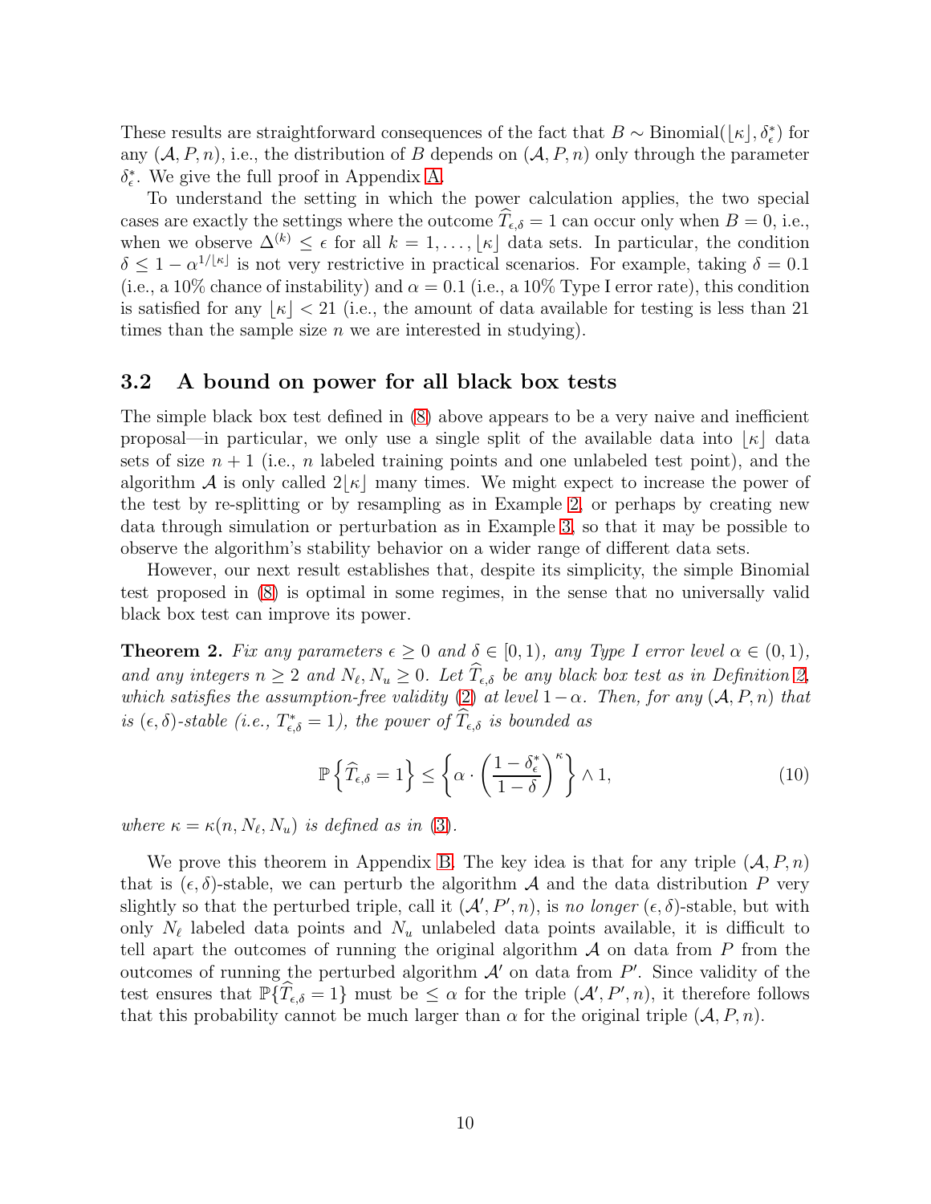These results are straightforward consequences of the fact that $B \sim \text{Binomial}(\lfloor\kappa\rfloor, \delta^*_\epsilon)$ for any $(\mathcal{A}, P, n)$, i.e., the distribution of $B$ depends on $(\mathcal{A}, P, n)$ only through the parameter $\delta^*_\epsilon$. We give the full proof in Appendix A.

To understand the setting in which the power calculation applies, the two special cases are exactly the settings where the outcome $\widehat{T}_{\epsilon,\delta} = 1$ can occur only when $B = 0$, i.e., when we observe $\Delta^{(k)} \leq \epsilon$ for all $k = 1, \ldots, \lfloor\kappa\rfloor$ data sets. In particular, the condition $\delta \leq 1 - \alpha^{1/\lfloor\kappa\rfloor}$ is not very restrictive in practical scenarios. For example, taking $\delta = 0.1$ (i.e., a 10% chance of instability) and $\alpha = 0.1$ (i.e., a 10% Type I error rate), this condition is satisfied for any $\lfloor\kappa\rfloor < 21$ (i.e., the amount of data available for testing is less than 21 times than the sample size $n$ we are interested in studying).

### 3.2 A bound on power for all black box tests

The simple black box test defined in (8) above appears to be a very naive and inefficient proposal—in particular, we only use a single split of the available data into $\lfloor\kappa\rfloor$ data sets of size $n+1$ (i.e., $n$ labeled training points and one unlabeled test point), and the algorithm $\mathcal{A}$ is only called $2\lfloor\kappa\rfloor$ many times. We might expect to increase the power of the test by re-splitting or by resampling as in Example 2, or perhaps by creating new data through simulation or perturbation as in Example 3, so that it may be possible to observe the algorithm's stability behavior on a wider range of different data sets.

However, our next result establishes that, despite its simplicity, the simple Binomial test proposed in (8) is optimal in some regimes, in the sense that no universally valid black box test can improve its power.

**Theorem 2.** *Fix any parameters $\epsilon \geq 0$ and $\delta \in [0, 1)$, any Type I error level $\alpha \in (0, 1)$, and any integers $n \geq 2$ and $N_\ell, N_u \geq 0$. Let $\widehat{T}_{\epsilon,\delta}$ be any black box test as in Definition 2, which satisfies the assumption-free validity (2) at level $1-\alpha$. Then, for any $(\mathcal{A}, P, n)$ that is $(\epsilon, \delta)$-stable (i.e., $T^*_{\epsilon,\delta} = 1$), the power of $\widehat{T}_{\epsilon,\delta}$ is bounded as*

$$\mathbb{P}\left\{\widehat{T}_{\epsilon,\delta} = 1\right\} \leq \left\{\alpha \cdot \left(\frac{1-\delta^*_\epsilon}{1-\delta}\right)^\kappa\right\} \wedge 1, \tag{10}$$

*where $\kappa = \kappa(n, N_\ell, N_u)$ is defined as in (3).*

We prove this theorem in Appendix B. The key idea is that for any triple $(\mathcal{A}, P, n)$ that is $(\epsilon, \delta)$-stable, we can perturb the algorithm $\mathcal{A}$ and the data distribution $P$ very slightly so that the perturbed triple, call it $(\mathcal{A}', P', n)$, is *no longer* $(\epsilon, \delta)$-stable, but with only $N_\ell$ labeled data points and $N_u$ unlabeled data points available, it is difficult to tell apart the outcomes of running the original algorithm $\mathcal{A}$ on data from $P$ from the outcomes of running the perturbed algorithm $\mathcal{A}'$ on data from $P'$. Since validity of the test ensures that $\mathbb{P}\{\widehat{T}_{\epsilon,\delta} = 1\}$ must be $\leq \alpha$ for the triple $(\mathcal{A}', P', n)$, it therefore follows that this probability cannot be much larger than $\alpha$ for the original triple $(\mathcal{A}, P, n)$.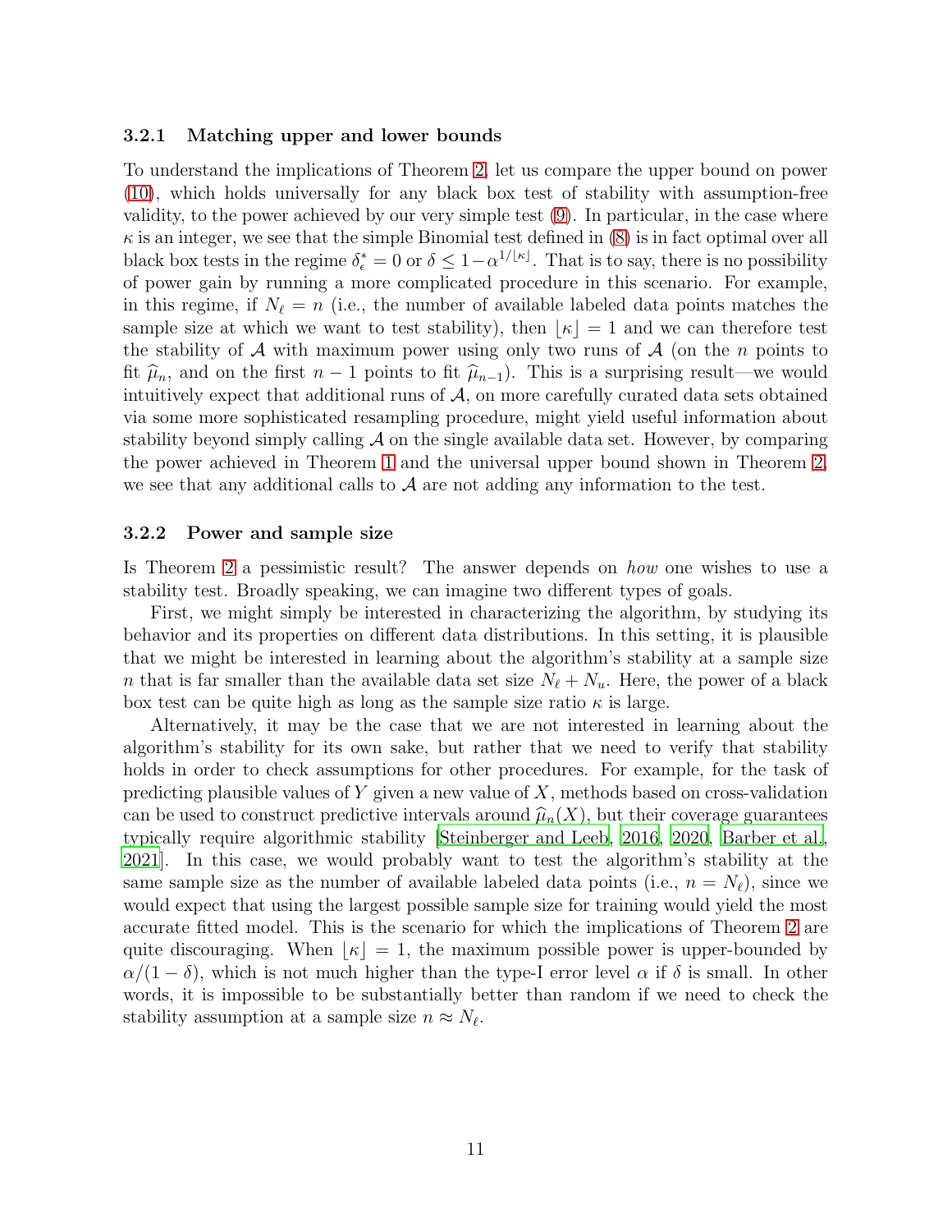### 3.2.1 Matching upper and lower bounds

To understand the implications of Theorem 2, let us compare the upper bound on power (10), which holds universally for any black box test of stability with assumption-free validity, to the power achieved by our very simple test (9). In particular, in the case where $\kappa$ is an integer, we see that the simple Binomial test defined in (8) is in fact optimal over all black box tests in the regime $\delta^*_\epsilon = 0$ or $\delta \leq 1 - \alpha^{1/\lfloor \kappa \rfloor}$. That is to say, there is no possibility of power gain by running a more complicated procedure in this scenario. For example, in this regime, if $N_\ell = n$ (i.e., the number of available labeled data points matches the sample size at which we want to test stability), then $\lfloor \kappa \rfloor = 1$ and we can therefore test the stability of $\mathcal{A}$ with maximum power using only two runs of $\mathcal{A}$ (on the $n$ points to fit $\widehat{\mu}_n$, and on the first $n-1$ points to fit $\widehat{\mu}_{n-1}$). This is a surprising result—we would intuitively expect that additional runs of $\mathcal{A}$, on more carefully curated data sets obtained via some more sophisticated resampling procedure, might yield useful information about stability beyond simply calling $\mathcal{A}$ on the single available data set. However, by comparing the power achieved in Theorem 1 and the universal upper bound shown in Theorem 2, we see that any additional calls to $\mathcal{A}$ are not adding any information to the test.

### 3.2.2 Power and sample size

Is Theorem 2 a pessimistic result? The answer depends on *how* one wishes to use a stability test. Broadly speaking, we can imagine two different types of goals.

First, we might simply be interested in characterizing the algorithm, by studying its behavior and its properties on different data distributions. In this setting, it is plausible that we might be interested in learning about the algorithm's stability at a sample size $n$ that is far smaller than the available data set size $N_\ell + N_u$. Here, the power of a black box test can be quite high as long as the sample size ratio $\kappa$ is large.

Alternatively, it may be the case that we are not interested in learning about the algorithm's stability for its own sake, but rather that we need to verify that stability holds in order to check assumptions for other procedures. For example, for the task of predicting plausible values of $Y$ given a new value of $X$, methods based on cross-validation can be used to construct predictive intervals around $\widehat{\mu}_n(X)$, but their coverage guarantees typically require algorithmic stability [Steinberger and Leeb, 2016, 2020, Barber et al., 2021]. In this case, we would probably want to test the algorithm's stability at the same sample size as the number of available labeled data points (i.e., $n = N_\ell$), since we would expect that using the largest possible sample size for training would yield the most accurate fitted model. This is the scenario for which the implications of Theorem 2 are quite discouraging. When $\lfloor \kappa \rfloor = 1$, the maximum possible power is upper-bounded by $\alpha/(1-\delta)$, which is not much higher than the type-I error level $\alpha$ if $\delta$ is small. In other words, it is impossible to be substantially better than random if we need to check the stability assumption at a sample size $n \approx N_\ell$.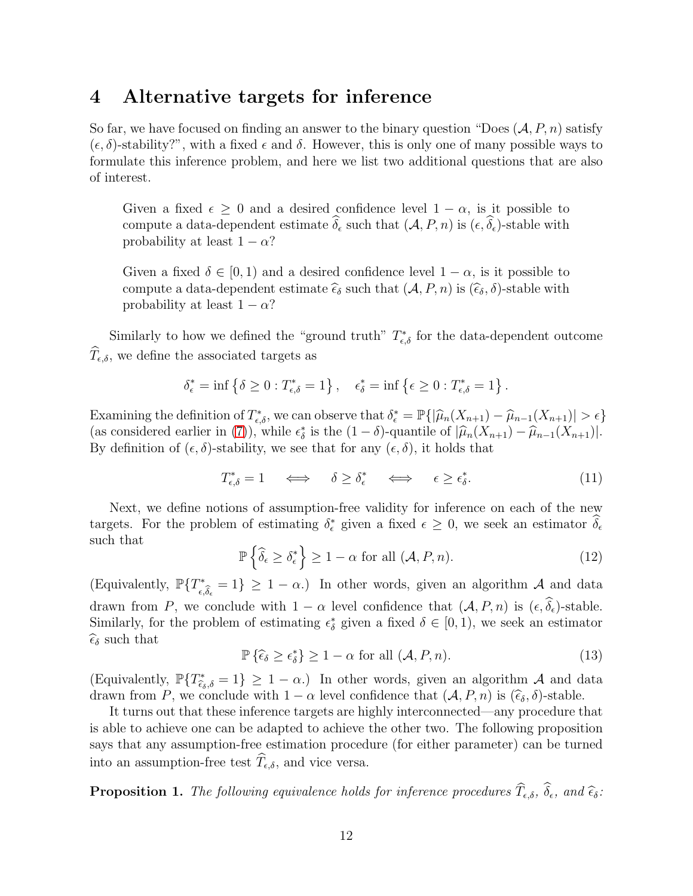# 4 Alternative targets for inference

So far, we have focused on finding an answer to the binary question "Does $(\mathcal{A}, P, n)$ satisfy $(\epsilon, \delta)$-stability?", with a fixed $\epsilon$ and $\delta$. However, this is only one of many possible ways to formulate this inference problem, and here we list two additional questions that are also of interest.

> Given a fixed $\epsilon \geq 0$ and a desired confidence level $1 - \alpha$, is it possible to compute a data-dependent estimate $\widehat{\delta}_\epsilon$ such that $(\mathcal{A}, P, n)$ is $(\epsilon, \widehat{\delta}_\epsilon)$-stable with probability at least $1 - \alpha$?

> Given a fixed $\delta \in [0, 1)$ and a desired confidence level $1 - \alpha$, is it possible to compute a data-dependent estimate $\widehat{\epsilon}_\delta$ such that $(\mathcal{A}, P, n)$ is $(\widehat{\epsilon}_\delta, \delta)$-stable with probability at least $1 - \alpha$?

Similarly to how we defined the "ground truth" $T^*_{\epsilon,\delta}$ for the data-dependent outcome $\widehat{T}_{\epsilon,\delta}$, we define the associated targets as

$$\delta^*_\epsilon = \inf\left\{\delta \geq 0 : T^*_{\epsilon,\delta} = 1\right\}, \quad \epsilon^*_\delta = \inf\left\{\epsilon \geq 0 : T^*_{\epsilon,\delta} = 1\right\}.$$

Examining the definition of $T^*_{\epsilon,\delta}$, we can observe that $\delta^*_\epsilon = \mathbb{P}\{|\widehat{\mu}_n(X_{n+1}) - \widehat{\mu}_{n-1}(X_{n+1})| > \epsilon\}$ (as considered earlier in (7)), while $\epsilon^*_\delta$ is the $(1-\delta)$-quantile of $|\widehat{\mu}_n(X_{n+1}) - \widehat{\mu}_{n-1}(X_{n+1})|$. By definition of $(\epsilon, \delta)$-stability, we see that for any $(\epsilon, \delta)$, it holds that

$$T^*_{\epsilon,\delta} = 1 \iff \delta \geq \delta^*_\epsilon \iff \epsilon \geq \epsilon^*_\delta. \tag{11}$$

Next, we define notions of assumption-free validity for inference on each of the new targets. For the problem of estimating $\delta^*_\epsilon$ given a fixed $\epsilon \geq 0$, we seek an estimator $\widehat{\delta}_\epsilon$ such that

$$\mathbb{P}\left\{\widehat{\delta}_\epsilon \geq \delta^*_\epsilon\right\} \geq 1 - \alpha \text{ for all } (\mathcal{A}, P, n). \tag{12}$$

(Equivalently, $\mathbb{P}\{T^*_{\epsilon,\widehat{\delta}_\epsilon} = 1\} \geq 1 - \alpha$.) In other words, given an algorithm $\mathcal{A}$ and data drawn from $P$, we conclude with $1 - \alpha$ level confidence that $(\mathcal{A}, P, n)$ is $(\epsilon, \widehat{\delta}_\epsilon)$-stable. Similarly, for the problem of estimating $\epsilon^*_\delta$ given a fixed $\delta \in [0, 1)$, we seek an estimator $\widehat{\epsilon}_\delta$ such that

$$\mathbb{P}\left\{\widehat{\epsilon}_\delta \geq \epsilon^*_\delta\right\} \geq 1 - \alpha \text{ for all } (\mathcal{A}, P, n). \tag{13}$$

(Equivalently, $\mathbb{P}\{T^*_{\widehat{\epsilon}_\delta,\delta} = 1\} \geq 1 - \alpha$.) In other words, given an algorithm $\mathcal{A}$ and data drawn from $P$, we conclude with $1 - \alpha$ level confidence that $(\mathcal{A}, P, n)$ is $(\widehat{\epsilon}_\delta, \delta)$-stable.

It turns out that these inference targets are highly interconnected—any procedure that is able to achieve one can be adapted to achieve the other two. The following proposition says that any assumption-free estimation procedure (for either parameter) can be turned into an assumption-free test $\widehat{T}_{\epsilon,\delta}$, and vice versa.

**Proposition 1.** *The following equivalence holds for inference procedures $\widehat{T}_{\epsilon,\delta}$, $\widehat{\delta}_\epsilon$, and $\widehat{\epsilon}_\delta$:*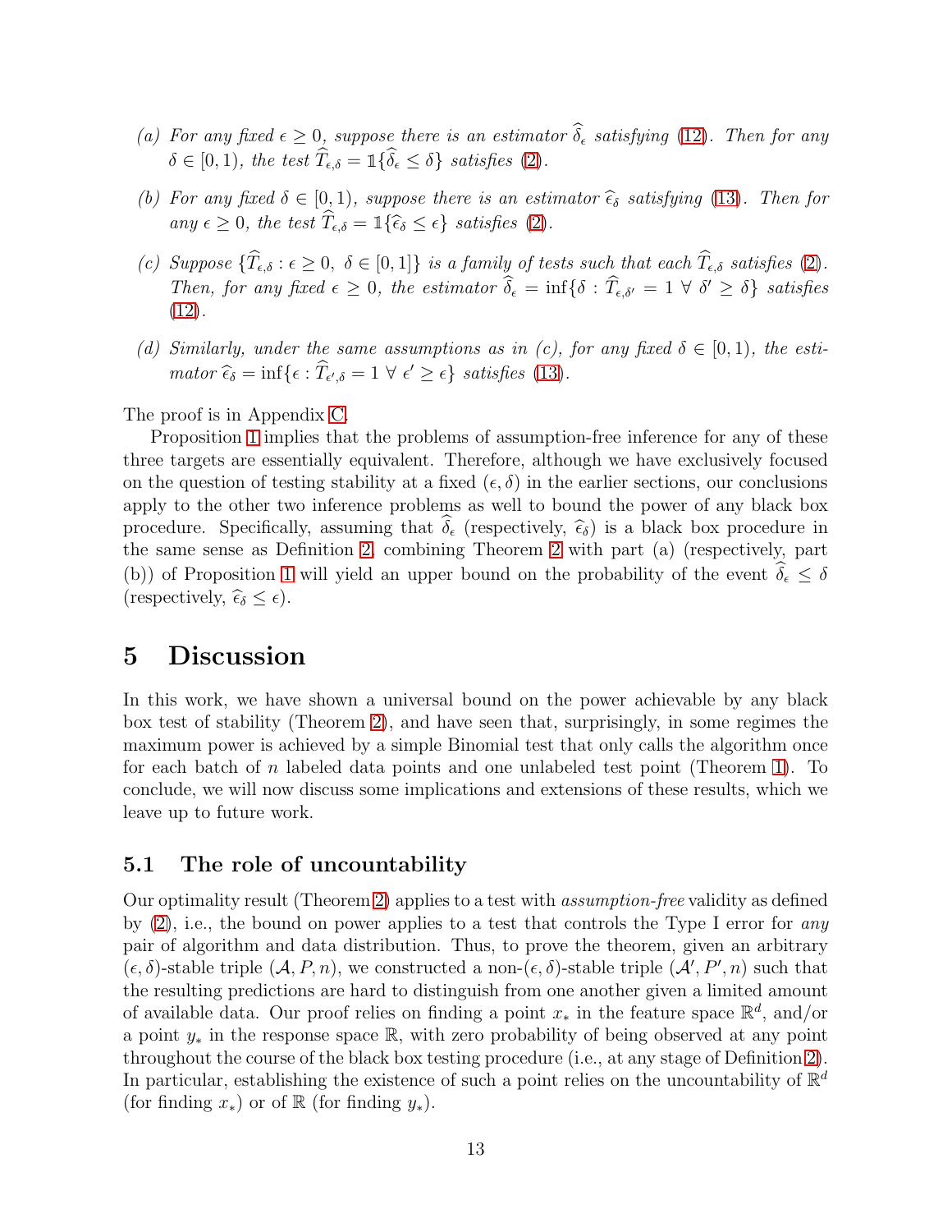(a) *For any fixed* $\epsilon \geq 0$*, suppose there is an estimator* $\widehat{\delta}_\epsilon$ *satisfying* (12)*. Then for any* $\delta \in [0, 1)$*, the test* $\widehat{T}_{\epsilon,\delta} = \mathbb{1}\{\widehat{\delta}_\epsilon \leq \delta\}$ *satisfies* (2)*.*

(b) *For any fixed* $\delta \in [0, 1)$*, suppose there is an estimator* $\widehat{\epsilon}_\delta$ *satisfying* (13)*. Then for any* $\epsilon \geq 0$*, the test* $\widehat{T}_{\epsilon,\delta} = \mathbb{1}\{\widehat{\epsilon}_\delta \leq \epsilon\}$ *satisfies* (2)*.*

(c) *Suppose* $\{\widehat{T}_{\epsilon,\delta} : \epsilon \geq 0,\ \delta \in [0, 1]\}$ *is a family of tests such that each* $\widehat{T}_{\epsilon,\delta}$ *satisfies* (2)*. Then, for any fixed* $\epsilon \geq 0$*, the estimator* $\widehat{\delta}_\epsilon = \inf\{\delta : \widehat{T}_{\epsilon,\delta'} = 1\ \forall\ \delta' \geq \delta\}$ *satisfies* (12)*.*

(d) *Similarly, under the same assumptions as in (c), for any fixed* $\delta \in [0, 1)$*, the estimator* $\widehat{\epsilon}_\delta = \inf\{\epsilon : \widehat{T}_{\epsilon',\delta} = 1\ \forall\ \epsilon' \geq \epsilon\}$ *satisfies* (13)*.*

The proof is in Appendix C.

Proposition 1 implies that the problems of assumption-free inference for any of these three targets are essentially equivalent. Therefore, although we have exclusively focused on the question of testing stability at a fixed $(\epsilon, \delta)$ in the earlier sections, our conclusions apply to the other two inference problems as well to bound the power of any black box procedure. Specifically, assuming that $\widehat{\delta}_\epsilon$ (respectively, $\widehat{\epsilon}_\delta$) is a black box procedure in the same sense as Definition 2, combining Theorem 2 with part (a) (respectively, part (b)) of Proposition 1 will yield an upper bound on the probability of the event $\widehat{\delta}_\epsilon \leq \delta$ (respectively, $\widehat{\epsilon}_\delta \leq \epsilon$).

# 5 Discussion

In this work, we have shown a universal bound on the power achievable by any black box test of stability (Theorem 2), and have seen that, surprisingly, in some regimes the maximum power is achieved by a simple Binomial test that only calls the algorithm once for each batch of $n$ labeled data points and one unlabeled test point (Theorem 1). To conclude, we will now discuss some implications and extensions of these results, which we leave up to future work.

## 5.1 The role of uncountability

Our optimality result (Theorem 2) applies to a test with *assumption-free* validity as defined by (2), i.e., the bound on power applies to a test that controls the Type I error for *any* pair of algorithm and data distribution. Thus, to prove the theorem, given an arbitrary $(\epsilon, \delta)$-stable triple $(\mathcal{A}, P, n)$, we constructed a non-$(\epsilon, \delta)$-stable triple $(\mathcal{A}', P', n)$ such that the resulting predictions are hard to distinguish from one another given a limited amount of available data. Our proof relies on finding a point $x_*$ in the feature space $\mathbb{R}^d$, and/or a point $y_*$ in the response space $\mathbb{R}$, with zero probability of being observed at any point throughout the course of the black box testing procedure (i.e., at any stage of Definition 2). In particular, establishing the existence of such a point relies on the uncountability of $\mathbb{R}^d$ (for finding $x_*$) or of $\mathbb{R}$ (for finding $y_*$).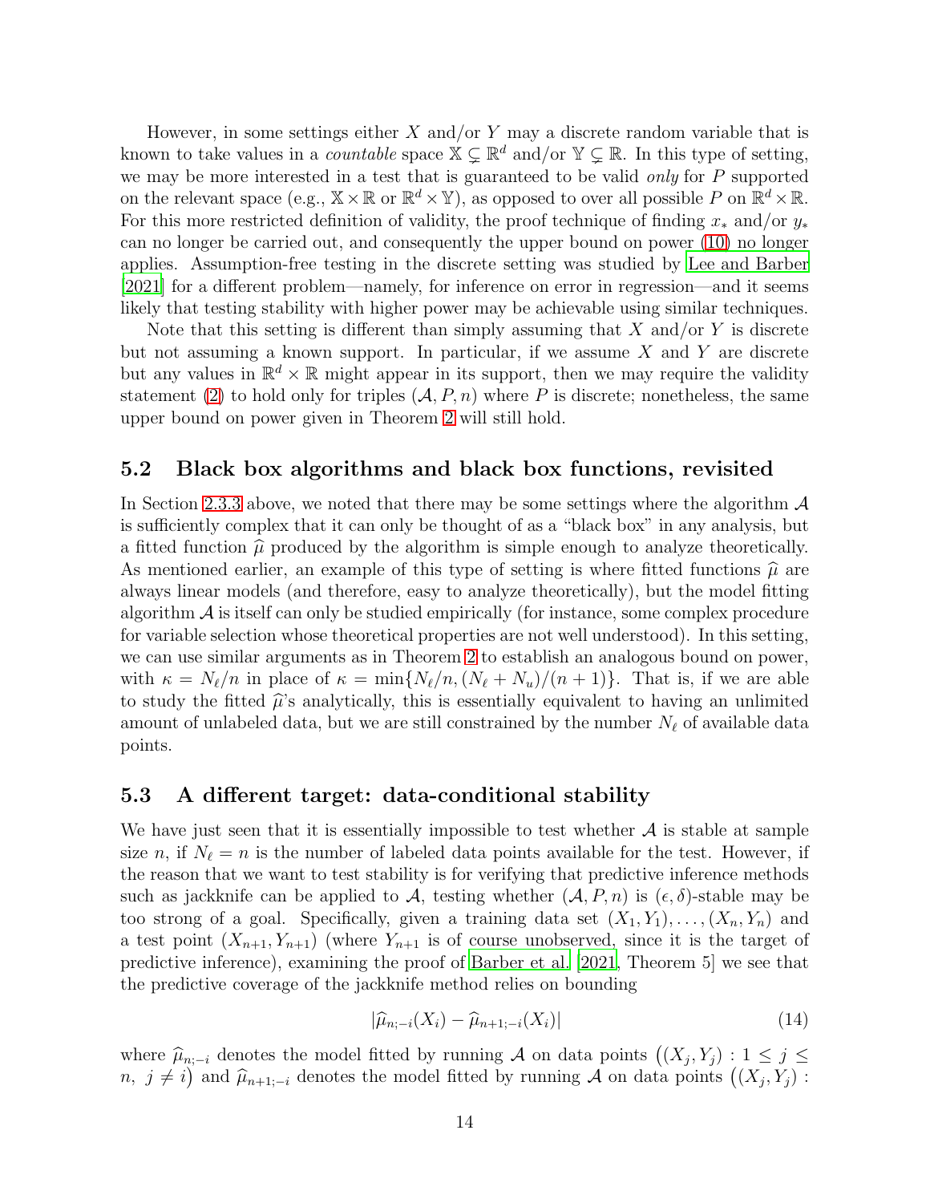However, in some settings either $X$ and/or $Y$ may a discrete random variable that is known to take values in a *countable* space $\mathbb{X} \subsetneq \mathbb{R}^d$ and/or $\mathbb{Y} \subsetneq \mathbb{R}$. In this type of setting, we may be more interested in a test that is guaranteed to be valid *only* for $P$ supported on the relevant space (e.g., $\mathbb{X} \times \mathbb{R}$ or $\mathbb{R}^d \times \mathbb{Y}$), as opposed to over all possible $P$ on $\mathbb{R}^d \times \mathbb{R}$. For this more restricted definition of validity, the proof technique of finding $x_*$ and/or $y_*$ can no longer be carried out, and consequently the upper bound on power (10) no longer applies. Assumption-free testing in the discrete setting was studied by Lee and Barber [2021] for a different problem—namely, for inference on error in regression—and it seems likely that testing stability with higher power may be achievable using similar techniques.

Note that this setting is different than simply assuming that $X$ and/or $Y$ is discrete but not assuming a known support. In particular, if we assume $X$ and $Y$ are discrete but any values in $\mathbb{R}^d \times \mathbb{R}$ might appear in its support, then we may require the validity statement (2) to hold only for triples $(\mathcal{A}, P, n)$ where $P$ is discrete; nonetheless, the same upper bound on power given in Theorem 2 will still hold.

## 5.2 Black box algorithms and black box functions, revisited

In Section 2.3.3 above, we noted that there may be some settings where the algorithm $\mathcal{A}$ is sufficiently complex that it can only be thought of as a "black box" in any analysis, but a fitted function $\widehat{\mu}$ produced by the algorithm is simple enough to analyze theoretically. As mentioned earlier, an example of this type of setting is where fitted functions $\widehat{\mu}$ are always linear models (and therefore, easy to analyze theoretically), but the model fitting algorithm $\mathcal{A}$ is itself can only be studied empirically (for instance, some complex procedure for variable selection whose theoretical properties are not well understood). In this setting, we can use similar arguments as in Theorem 2 to establish an analogous bound on power, with $\kappa = N_\ell/n$ in place of $\kappa = \min\{N_\ell/n, (N_\ell + N_u)/(n+1)\}$. That is, if we are able to study the fitted $\widehat{\mu}$'s analytically, this is essentially equivalent to having an unlimited amount of unlabeled data, but we are still constrained by the number $N_\ell$ of available data points.

## 5.3 A different target: data-conditional stability

We have just seen that it is essentially impossible to test whether $\mathcal{A}$ is stable at sample size $n$, if $N_\ell = n$ is the number of labeled data points available for the test. However, if the reason that we want to test stability is for verifying that predictive inference methods such as jackknife can be applied to $\mathcal{A}$, testing whether $(\mathcal{A}, P, n)$ is $(\epsilon, \delta)$-stable may be too strong of a goal. Specifically, given a training data set $(X_1, Y_1), \ldots, (X_n, Y_n)$ and a test point $(X_{n+1}, Y_{n+1})$ (where $Y_{n+1}$ is of course unobserved, since it is the target of predictive inference), examining the proof of Barber et al. [2021, Theorem 5] we see that the predictive coverage of the jackknife method relies on bounding

$$|\widehat{\mu}_{n;-i}(X_i) - \widehat{\mu}_{n+1;-i}(X_i)| \tag{14}$$

where $\widehat{\mu}_{n;-i}$ denotes the model fitted by running $\mathcal{A}$ on data points $\big((X_j, Y_j) : 1 \leq j \leq n,\ j \neq i\big)$ and $\widehat{\mu}_{n+1;-i}$ denotes the model fitted by running $\mathcal{A}$ on data points $\big((X_j, Y_j) :$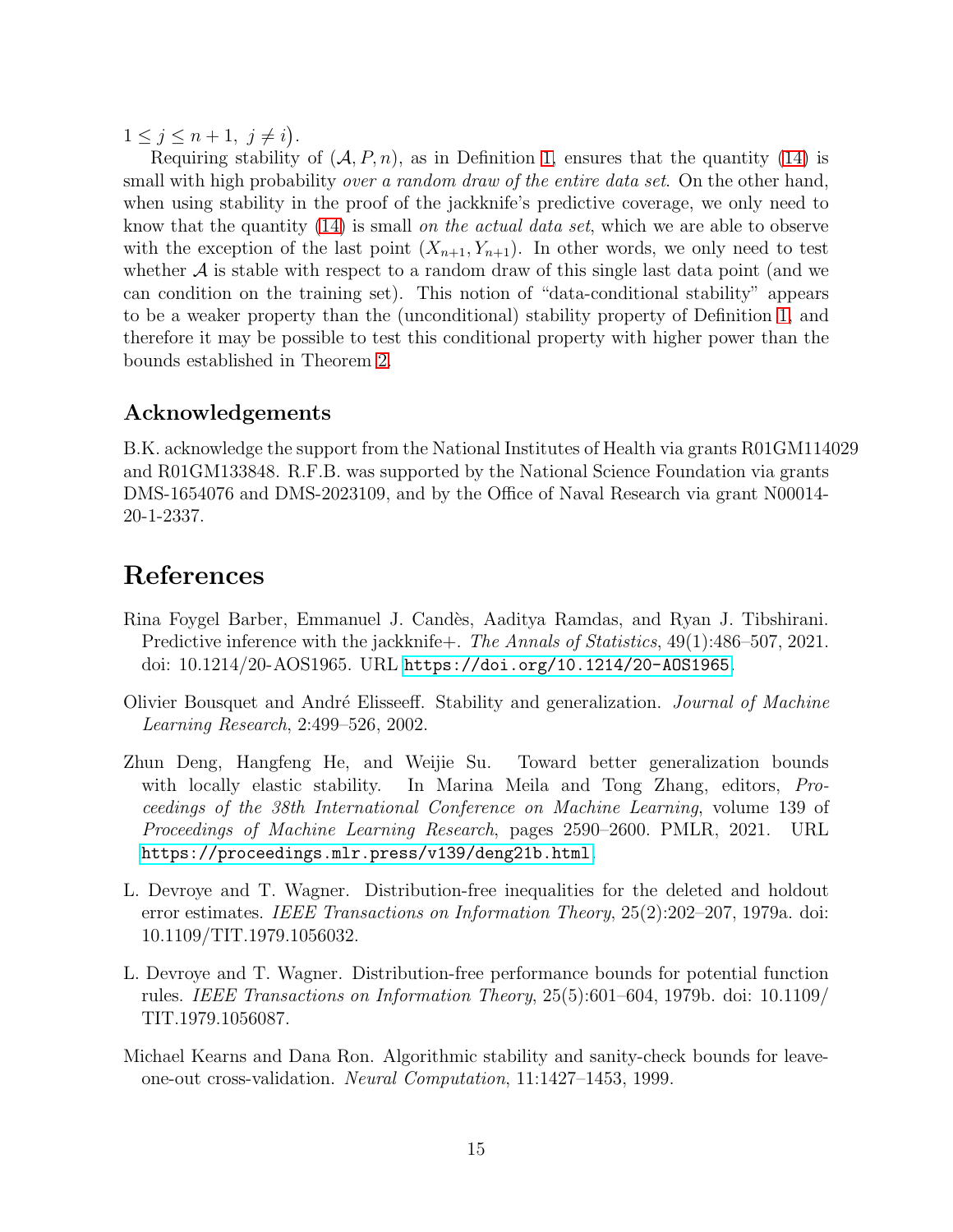$1 \leq j \leq n+1,\ j \neq i\big)$.

Requiring stability of $(\mathcal{A}, P, n)$, as in Definition 1, ensures that the quantity (14) is small with high probability *over a random draw of the entire data set*. On the other hand, when using stability in the proof of the jackknife's predictive coverage, we only need to know that the quantity (14) is small *on the actual data set*, which we are able to observe with the exception of the last point $(X_{n+1}, Y_{n+1})$. In other words, we only need to test whether $\mathcal{A}$ is stable with respect to a random draw of this single last data point (and we can condition on the training set). This notion of "data-conditional stability" appears to be a weaker property than the (unconditional) stability property of Definition 1, and therefore it may be possible to test this conditional property with higher power than the bounds established in Theorem 2.

## Acknowledgements

B.K. acknowledge the support from the National Institutes of Health via grants R01GM114029 and R01GM133848. R.F.B. was supported by the National Science Foundation via grants DMS-1654076 and DMS-2023109, and by the Office of Naval Research via grant N00014-20-1-2337.

# References

Rina Foygel Barber, Emmanuel J. Candès, Aaditya Ramdas, and Ryan J. Tibshirani. Predictive inference with the jackknife+. *The Annals of Statistics*, 49(1):486–507, 2021. doi: 10.1214/20-AOS1965. URL https://doi.org/10.1214/20-AOS1965.

Olivier Bousquet and André Elisseeff. Stability and generalization. *Journal of Machine Learning Research*, 2:499–526, 2002.

Zhun Deng, Hangfeng He, and Weijie Su. Toward better generalization bounds with locally elastic stability. In Marina Meila and Tong Zhang, editors, *Proceedings of the 38th International Conference on Machine Learning*, volume 139 of *Proceedings of Machine Learning Research*, pages 2590–2600. PMLR, 2021. URL https://proceedings.mlr.press/v139/deng21b.html.

L. Devroye and T. Wagner. Distribution-free inequalities for the deleted and holdout error estimates. *IEEE Transactions on Information Theory*, 25(2):202–207, 1979a. doi: 10.1109/TIT.1979.1056032.

L. Devroye and T. Wagner. Distribution-free performance bounds for potential function rules. *IEEE Transactions on Information Theory*, 25(5):601–604, 1979b. doi: 10.1109/TIT.1979.1056087.

Michael Kearns and Dana Ron. Algorithmic stability and sanity-check bounds for leave-one-out cross-validation. *Neural Computation*, 11:1427–1453, 1999.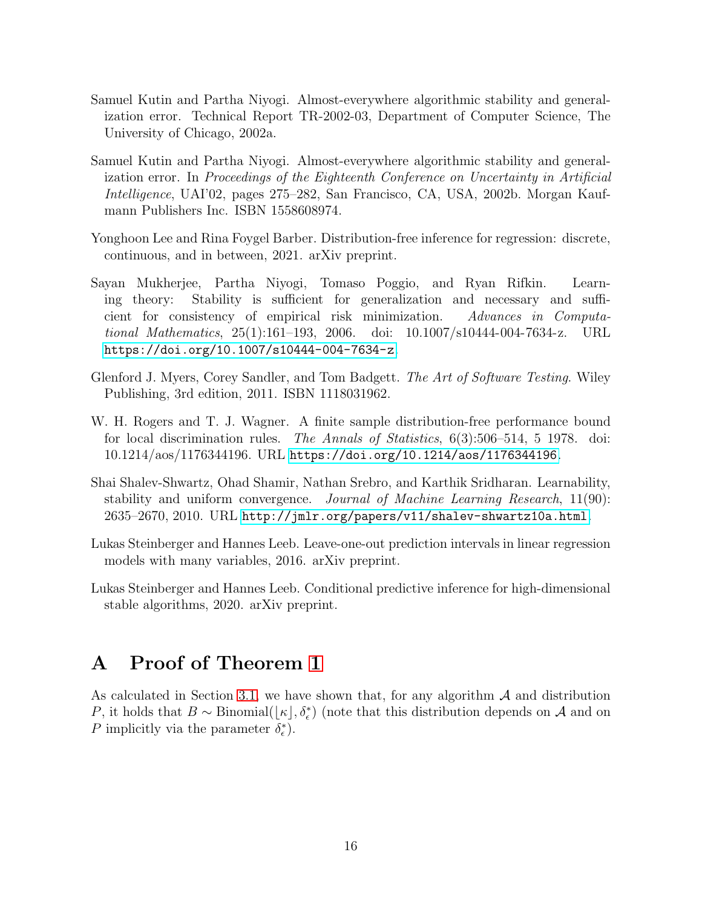Samuel Kutin and Partha Niyogi. Almost-everywhere algorithmic stability and generalization error. Technical Report TR-2002-03, Department of Computer Science, The University of Chicago, 2002a.

Samuel Kutin and Partha Niyogi. Almost-everywhere algorithmic stability and generalization error. In *Proceedings of the Eighteenth Conference on Uncertainty in Artificial Intelligence*, UAI'02, pages 275–282, San Francisco, CA, USA, 2002b. Morgan Kaufmann Publishers Inc. ISBN 1558608974.

Yonghoon Lee and Rina Foygel Barber. Distribution-free inference for regression: discrete, continuous, and in between, 2021. arXiv preprint.

Sayan Mukherjee, Partha Niyogi, Tomaso Poggio, and Ryan Rifkin. Learning theory: Stability is sufficient for generalization and necessary and sufficient for consistency of empirical risk minimization. *Advances in Computational Mathematics*, 25(1):161–193, 2006. doi: 10.1007/s10444-004-7634-z. URL https://doi.org/10.1007/s10444-004-7634-z.

Glenford J. Myers, Corey Sandler, and Tom Badgett. *The Art of Software Testing*. Wiley Publishing, 3rd edition, 2011. ISBN 1118031962.

W. H. Rogers and T. J. Wagner. A finite sample distribution-free performance bound for local discrimination rules. *The Annals of Statistics*, 6(3):506–514, 5 1978. doi: 10.1214/aos/1176344196. URL https://doi.org/10.1214/aos/1176344196.

Shai Shalev-Shwartz, Ohad Shamir, Nathan Srebro, and Karthik Sridharan. Learnability, stability and uniform convergence. *Journal of Machine Learning Research*, 11(90): 2635–2670, 2010. URL http://jmlr.org/papers/v11/shalev-shwartz10a.html.

Lukas Steinberger and Hannes Leeb. Leave-one-out prediction intervals in linear regression models with many variables, 2016. arXiv preprint.

Lukas Steinberger and Hannes Leeb. Conditional predictive inference for high-dimensional stable algorithms, 2020. arXiv preprint.

# A Proof of Theorem 1

As calculated in Section 3.1, we have shown that, for any algorithm $\mathcal{A}$ and distribution $P$, it holds that $B \sim \text{Binomial}(\lfloor \kappa \rfloor, \delta^*_\epsilon)$ (note that this distribution depends on $\mathcal{A}$ and on $P$ implicitly via the parameter $\delta^*_\epsilon$).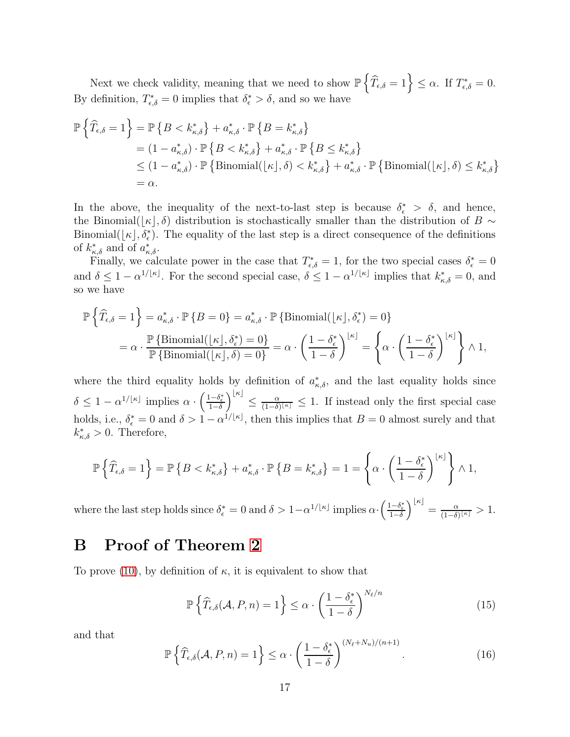Next we check validity, meaning that we need to show $\mathbb{P}\left\{\widehat{T}_{\epsilon,\delta} = 1\right\} \leq \alpha$. If $T^*_{\epsilon,\delta} = 0$. By definition, $T^*_{\epsilon,\delta} = 0$ implies that $\delta^*_\epsilon > \delta$, and so we have

$$
\begin{aligned}
\mathbb{P}\left\{\widehat{T}_{\epsilon,\delta} = 1\right\} &= \mathbb{P}\left\{B < k^*_{\kappa,\delta}\right\} + a^*_{\kappa,\delta} \cdot \mathbb{P}\left\{B = k^*_{\kappa,\delta}\right\} \\
&= (1 - a^*_{\kappa,\delta}) \cdot \mathbb{P}\left\{B < k^*_{\kappa,\delta}\right\} + a^*_{\kappa,\delta} \cdot \mathbb{P}\left\{B \leq k^*_{\kappa,\delta}\right\} \\
&\leq (1 - a^*_{\kappa,\delta}) \cdot \mathbb{P}\left\{\text{Binomial}(\lfloor \kappa \rfloor, \delta) < k^*_{\kappa,\delta}\right\} + a^*_{\kappa,\delta} \cdot \mathbb{P}\left\{\text{Binomial}(\lfloor \kappa \rfloor, \delta) \leq k^*_{\kappa,\delta}\right\} \\
&= \alpha.
\end{aligned}
$$

In the above, the inequality of the next-to-last step is because $\delta^*_\epsilon > \delta$, and hence, the $\text{Binomial}(\lfloor \kappa \rfloor, \delta)$ distribution is stochastically smaller than the distribution of $B \sim \text{Binomial}(\lfloor \kappa \rfloor, \delta^*_\epsilon)$. The equality of the last step is a direct consequence of the definitions of $k^*_{\kappa,\delta}$ and of $a^*_{\kappa,\delta}$.

Finally, we calculate power in the case that $T^*_{\epsilon,\delta} = 1$, for the two special cases $\delta^*_\epsilon = 0$ and $\delta \leq 1 - \alpha^{1/\lfloor \kappa \rfloor}$. For the second special case, $\delta \leq 1 - \alpha^{1/\lfloor \kappa \rfloor}$ implies that $k^*_{\kappa,\delta} = 0$, and so we have

$$
\begin{aligned}
\mathbb{P}\left\{\widehat{T}_{\epsilon,\delta} = 1\right\} &= a^*_{\kappa,\delta} \cdot \mathbb{P}\left\{B = 0\right\} = a^*_{\kappa,\delta} \cdot \mathbb{P}\left\{\text{Binomial}(\lfloor \kappa \rfloor, \delta^*_\epsilon) = 0\right\} \\
&= \alpha \cdot \frac{\mathbb{P}\left\{\text{Binomial}(\lfloor \kappa \rfloor, \delta^*_\epsilon) = 0\right\}}{\mathbb{P}\left\{\text{Binomial}(\lfloor \kappa \rfloor, \delta) = 0\right\}} = \alpha \cdot \left(\frac{1 - \delta^*_\epsilon}{1 - \delta}\right)^{\lfloor \kappa \rfloor} = \left\{\alpha \cdot \left(\frac{1 - \delta^*_\epsilon}{1 - \delta}\right)^{\lfloor \kappa \rfloor}\right\} \wedge 1,
\end{aligned}
$$

where the third equality holds by definition of $a^*_{\kappa,\delta}$, and the last equality holds since $\delta \leq 1 - \alpha^{1/\lfloor \kappa \rfloor}$ implies $\alpha \cdot \left(\frac{1-\delta^*_\epsilon}{1-\delta}\right)^{\lfloor \kappa \rfloor} \leq \frac{\alpha}{(1-\delta)^{\lfloor \kappa \rfloor}} \leq 1$. If instead only the first special case holds, i.e., $\delta^*_\epsilon = 0$ and $\delta > 1 - \alpha^{1/\lfloor \kappa \rfloor}$, then this implies that $B = 0$ almost surely and that $k^*_{\kappa,\delta} > 0$. Therefore,

$$
\mathbb{P}\left\{\widehat{T}_{\epsilon,\delta} = 1\right\} = \mathbb{P}\left\{B < k^*_{\kappa,\delta}\right\} + a^*_{\kappa,\delta} \cdot \mathbb{P}\left\{B = k^*_{\kappa,\delta}\right\} = 1 = \left\{\alpha \cdot \left(\frac{1 - \delta^*_\epsilon}{1 - \delta}\right)^{\lfloor \kappa \rfloor}\right\} \wedge 1,
$$

where the last step holds since $\delta^*_\epsilon = 0$ and $\delta > 1 - \alpha^{1/\lfloor \kappa \rfloor}$ implies $\alpha \cdot \left(\frac{1-\delta^*_\epsilon}{1-\delta}\right)^{\lfloor \kappa \rfloor} = \frac{\alpha}{(1-\delta)^{\lfloor \kappa \rfloor}} > 1$.

# B Proof of Theorem 2

To prove (10), by definition of $\kappa$, it is equivalent to show that

$$
\mathbb{P}\left\{\widehat{T}_{\epsilon,\delta}(\mathcal{A}, P, n) = 1\right\} \leq \alpha \cdot \left(\frac{1 - \delta^*_\epsilon}{1 - \delta}\right)^{N_\ell / n} \tag{15}
$$

and that

$$
\mathbb{P}\left\{\widehat{T}_{\epsilon,\delta}(\mathcal{A}, P, n) = 1\right\} \leq \alpha \cdot \left(\frac{1 - \delta^*_\epsilon}{1 - \delta}\right)^{(N_\ell + N_u)/(n+1)}. \tag{16}
$$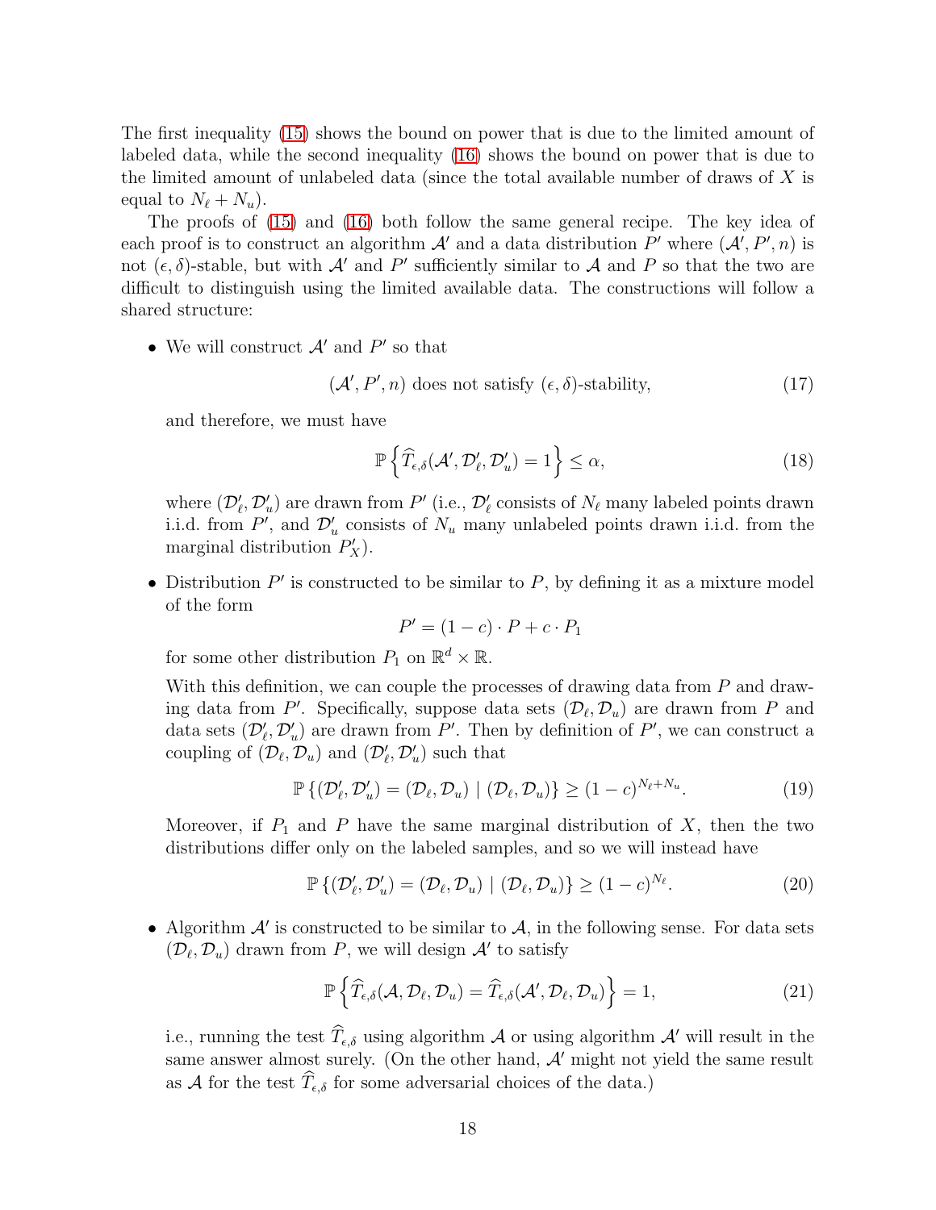The first inequality (15) shows the bound on power that is due to the limited amount of labeled data, while the second inequality (16) shows the bound on power that is due to the limited amount of unlabeled data (since the total available number of draws of $X$ is equal to $N_\ell + N_u$).

The proofs of (15) and (16) both follow the same general recipe. The key idea of each proof is to construct an algorithm $\mathcal{A}'$ and a data distribution $P'$ where $(\mathcal{A}', P', n)$ is not $(\epsilon, \delta)$-stable, but with $\mathcal{A}'$ and $P'$ sufficiently similar to $\mathcal{A}$ and $P$ so that the two are difficult to distinguish using the limited available data. The constructions will follow a shared structure:

- We will construct $\mathcal{A}'$ and $P'$ so that

$$(\mathcal{A}', P', n) \text{ does not satisfy } (\epsilon, \delta)\text{-stability}, \tag{17}$$

  and therefore, we must have

$$\mathbb{P}\left\{\widehat{T}_{\epsilon,\delta}(\mathcal{A}', \mathcal{D}'_\ell, \mathcal{D}'_u) = 1\right\} \leq \alpha, \tag{18}$$

  where $(\mathcal{D}'_\ell, \mathcal{D}'_u)$ are drawn from $P'$ (i.e., $\mathcal{D}'_\ell$ consists of $N_\ell$ many labeled points drawn i.i.d. from $P'$, and $\mathcal{D}'_u$ consists of $N_u$ many unlabeled points drawn i.i.d. from the marginal distribution $P'_X$).

- Distribution $P'$ is constructed to be similar to $P$, by defining it as a mixture model of the form

$$P' = (1-c) \cdot P + c \cdot P_1$$

  for some other distribution $P_1$ on $\mathbb{R}^d \times \mathbb{R}$.

  With this definition, we can couple the processes of drawing data from $P$ and drawing data from $P'$. Specifically, suppose data sets $(\mathcal{D}_\ell, \mathcal{D}_u)$ are drawn from $P$ and data sets $(\mathcal{D}'_\ell, \mathcal{D}'_u)$ are drawn from $P'$. Then by definition of $P'$, we can construct a coupling of $(\mathcal{D}_\ell, \mathcal{D}_u)$ and $(\mathcal{D}'_\ell, \mathcal{D}'_u)$ such that

$$\mathbb{P}\left\{(\mathcal{D}'_\ell, \mathcal{D}'_u) = (\mathcal{D}_\ell, \mathcal{D}_u) \mid (\mathcal{D}_\ell, \mathcal{D}_u)\right\} \geq (1-c)^{N_\ell + N_u}. \tag{19}$$

  Moreover, if $P_1$ and $P$ have the same marginal distribution of $X$, then the two distributions differ only on the labeled samples, and so we will instead have

$$\mathbb{P}\left\{(\mathcal{D}'_\ell, \mathcal{D}'_u) = (\mathcal{D}_\ell, \mathcal{D}_u) \mid (\mathcal{D}_\ell, \mathcal{D}_u)\right\} \geq (1-c)^{N_\ell}. \tag{20}$$

- Algorithm $\mathcal{A}'$ is constructed to be similar to $\mathcal{A}$, in the following sense. For data sets $(\mathcal{D}_\ell, \mathcal{D}_u)$ drawn from $P$, we will design $\mathcal{A}'$ to satisfy

$$\mathbb{P}\left\{\widehat{T}_{\epsilon,\delta}(\mathcal{A}, \mathcal{D}_\ell, \mathcal{D}_u) = \widehat{T}_{\epsilon,\delta}(\mathcal{A}', \mathcal{D}_\ell, \mathcal{D}_u)\right\} = 1, \tag{21}$$

  i.e., running the test $\widehat{T}_{\epsilon,\delta}$ using algorithm $\mathcal{A}$ or using algorithm $\mathcal{A}'$ will result in the same answer almost surely. (On the other hand, $\mathcal{A}'$ might not yield the same result as $\mathcal{A}$ for the test $\widehat{T}_{\epsilon,\delta}$ for some adversarial choices of the data.)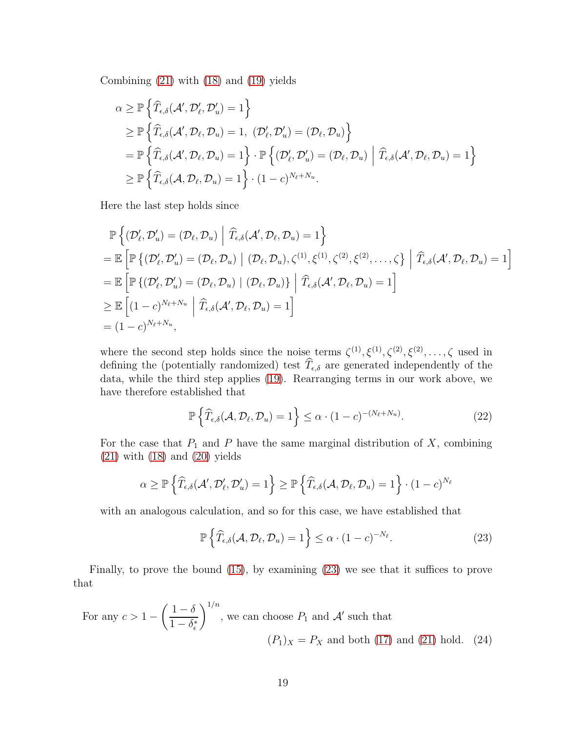Combining (21) with (18) and (19) yields

$$
\begin{aligned}
\alpha &\geq \mathbb{P}\left\{\widehat{T}_{\epsilon,\delta}(\mathcal{A}', \mathcal{D}'_\ell, \mathcal{D}'_u) = 1\right\} \\
&\geq \mathbb{P}\left\{\widehat{T}_{\epsilon,\delta}(\mathcal{A}', \mathcal{D}_\ell, \mathcal{D}_u) = 1,\ (\mathcal{D}'_\ell, \mathcal{D}'_u) = (\mathcal{D}_\ell, \mathcal{D}_u)\right\} \\
&= \mathbb{P}\left\{\widehat{T}_{\epsilon,\delta}(\mathcal{A}', \mathcal{D}_\ell, \mathcal{D}_u) = 1\right\} \cdot \mathbb{P}\left\{(\mathcal{D}'_\ell, \mathcal{D}'_u) = (\mathcal{D}_\ell, \mathcal{D}_u) \;\middle|\; \widehat{T}_{\epsilon,\delta}(\mathcal{A}', \mathcal{D}_\ell, \mathcal{D}_u) = 1\right\} \\
&\geq \mathbb{P}\left\{\widehat{T}_{\epsilon,\delta}(\mathcal{A}, \mathcal{D}_\ell, \mathcal{D}_u) = 1\right\} \cdot (1-c)^{N_\ell + N_u}.
\end{aligned}
$$

Here the last step holds since

$$
\begin{aligned}
&\mathbb{P}\left\{(\mathcal{D}'_\ell, \mathcal{D}'_u) = (\mathcal{D}_\ell, \mathcal{D}_u) \;\middle|\; \widehat{T}_{\epsilon,\delta}(\mathcal{A}', \mathcal{D}_\ell, \mathcal{D}_u) = 1\right\} \\
&= \mathbb{E}\left[\mathbb{P}\left\{(\mathcal{D}'_\ell, \mathcal{D}'_u) = (\mathcal{D}_\ell, \mathcal{D}_u) \mid (\mathcal{D}_\ell, \mathcal{D}_u), \zeta^{(1)}, \xi^{(1)}, \zeta^{(2)}, \xi^{(2)}, \dots, \zeta\right\} \;\middle|\; \widehat{T}_{\epsilon,\delta}(\mathcal{A}', \mathcal{D}_\ell, \mathcal{D}_u) = 1\right] \\
&= \mathbb{E}\left[\mathbb{P}\left\{(\mathcal{D}'_\ell, \mathcal{D}'_u) = (\mathcal{D}_\ell, \mathcal{D}_u) \mid (\mathcal{D}_\ell, \mathcal{D}_u)\right\} \;\middle|\; \widehat{T}_{\epsilon,\delta}(\mathcal{A}', \mathcal{D}_\ell, \mathcal{D}_u) = 1\right] \\
&\geq \mathbb{E}\left[(1-c)^{N_\ell + N_u} \;\middle|\; \widehat{T}_{\epsilon,\delta}(\mathcal{A}', \mathcal{D}_\ell, \mathcal{D}_u) = 1\right] \\
&= (1-c)^{N_\ell + N_u},
\end{aligned}
$$

where the second step holds since the noise terms $\zeta^{(1)}, \xi^{(1)}, \zeta^{(2)}, \xi^{(2)}, \dots, \zeta$ used in defining the (potentially randomized) test $\widehat{T}_{\epsilon,\delta}$ are generated independently of the data, while the third step applies (19). Rearranging terms in our work above, we have therefore established that

$$
\mathbb{P}\left\{\widehat{T}_{\epsilon,\delta}(\mathcal{A}, \mathcal{D}_\ell, \mathcal{D}_u) = 1\right\} \leq \alpha \cdot (1-c)^{-(N_\ell + N_u)}. \tag{22}
$$

For the case that $P_1$ and $P$ have the same marginal distribution of $X$, combining (21) with (18) and (20) yields

$$
\alpha \geq \mathbb{P}\left\{\widehat{T}_{\epsilon,\delta}(\mathcal{A}', \mathcal{D}'_\ell, \mathcal{D}'_u) = 1\right\} \geq \mathbb{P}\left\{\widehat{T}_{\epsilon,\delta}(\mathcal{A}, \mathcal{D}_\ell, \mathcal{D}_u) = 1\right\} \cdot (1-c)^{N_\ell}
$$

with an analogous calculation, and so for this case, we have established that

$$
\mathbb{P}\left\{\widehat{T}_{\epsilon,\delta}(\mathcal{A}, \mathcal{D}_\ell, \mathcal{D}_u) = 1\right\} \leq \alpha \cdot (1-c)^{-N_\ell}. \tag{23}
$$

Finally, to prove the bound (15), by examining (23) we see that it suffices to prove that

$$
\text{For any } c > 1 - \left(\frac{1-\delta}{1-\delta^*_\epsilon}\right)^{1/n}\text{, we can choose } P_1 \text{ and } \mathcal{A}' \text{ such that } (P_1)_X = P_X \text{ and both (17) and (21) hold.} \tag{24}
$$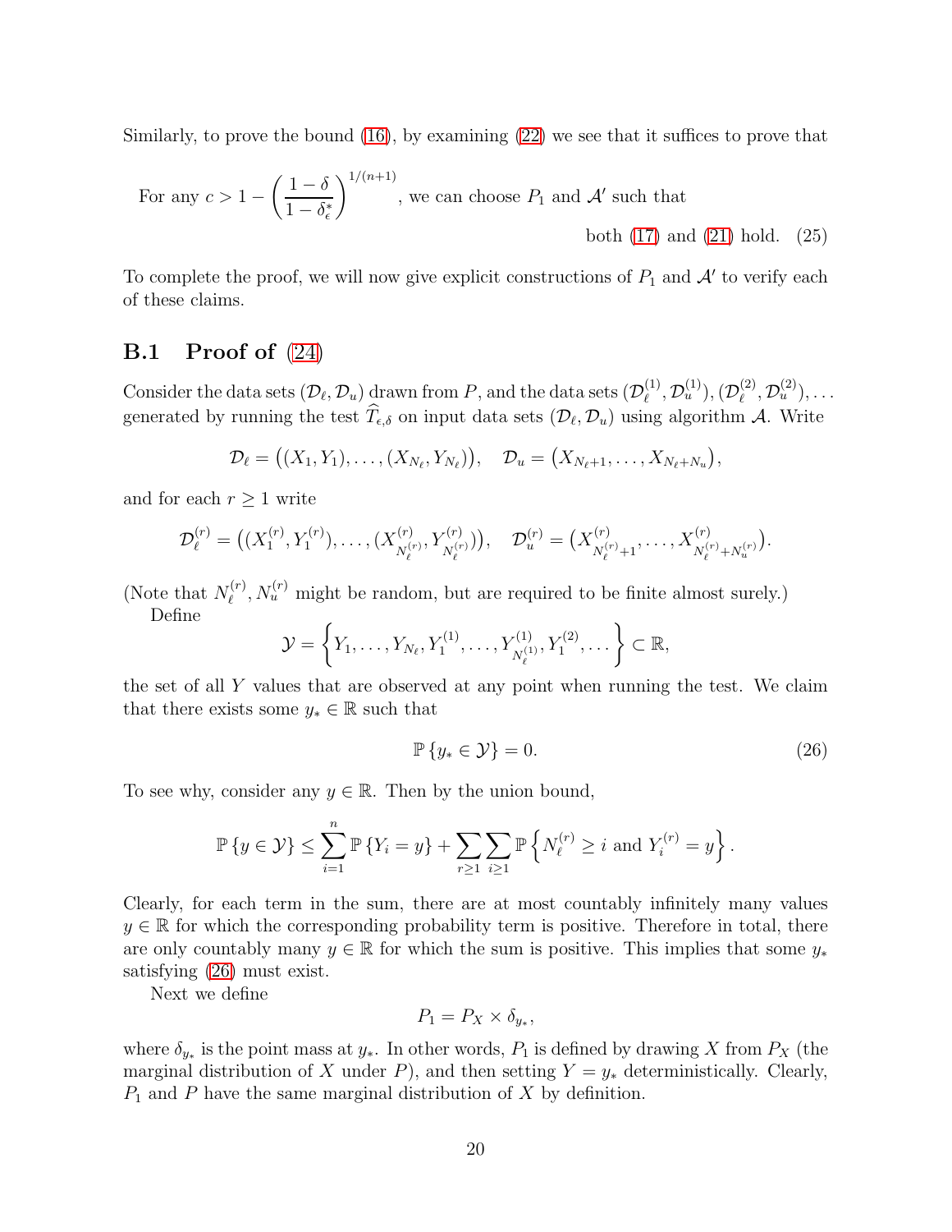Similarly, to prove the bound (16), by examining (22) we see that it suffices to prove that

$$
\text{For any } c > 1 - \left(\frac{1-\delta}{1-\delta^*_\epsilon}\right)^{1/(n+1)}\text{, we can choose } P_1 \text{ and } \mathcal{A}' \text{ such that both (17) and (21) hold.} \tag{25}
$$

To complete the proof, we will now give explicit constructions of $P_1$ and $\mathcal{A}'$ to verify each of these claims.

## B.1 Proof of (24)

Consider the data sets $(\mathcal{D}_\ell, \mathcal{D}_u)$ drawn from $P$, and the data sets $(\mathcal{D}_\ell^{(1)}, \mathcal{D}_u^{(1)}), (\mathcal{D}_\ell^{(2)}, \mathcal{D}_u^{(2)}), \ldots$ generated by running the test $\widehat{T}_{\epsilon,\delta}$ on input data sets $(\mathcal{D}_\ell, \mathcal{D}_u)$ using algorithm $\mathcal{A}$. Write

$$
\mathcal{D}_\ell = \big((X_1, Y_1), \ldots, (X_{N_\ell}, Y_{N_\ell})\big), \quad \mathcal{D}_u = \big(X_{N_\ell+1}, \ldots, X_{N_\ell+N_u}\big),
$$

and for each $r \geq 1$ write

$$
\mathcal{D}_\ell^{(r)} = \big((X_1^{(r)}, Y_1^{(r)}), \ldots, (X^{(r)}_{N_\ell^{(r)}}, Y^{(r)}_{N_\ell^{(r)}})\big), \quad \mathcal{D}_u^{(r)} = \big(X^{(r)}_{N_\ell^{(r)}+1}, \ldots, X^{(r)}_{N_\ell^{(r)}+N_u^{(r)}}\big).
$$

(Note that $N_\ell^{(r)}, N_u^{(r)}$ might be random, but are required to be finite almost surely.)

Define

$$
\mathcal{Y} = \left\{Y_1, \ldots, Y_{N_\ell}, Y_1^{(1)}, \ldots, Y^{(1)}_{N_\ell^{(1)}}, Y_1^{(2)}, \ldots\right\} \subset \mathbb{R},
$$

the set of all $Y$ values that are observed at any point when running the test. We claim that there exists some $y_* \in \mathbb{R}$ such that

$$
\mathbb{P}\left\{y_* \in \mathcal{Y}\right\} = 0. \tag{26}
$$

To see why, consider any $y \in \mathbb{R}$. Then by the union bound,

$$
\mathbb{P}\left\{y \in \mathcal{Y}\right\} \leq \sum_{i=1}^n \mathbb{P}\left\{Y_i = y\right\} + \sum_{r \geq 1} \sum_{i \geq 1} \mathbb{P}\left\{N_\ell^{(r)} \geq i \text{ and } Y_i^{(r)} = y\right\}.
$$

Clearly, for each term in the sum, there are at most countably infinitely many values $y \in \mathbb{R}$ for which the corresponding probability term is positive. Therefore in total, there are only countably many $y \in \mathbb{R}$ for which the sum is positive. This implies that some $y_*$ satisfying (26) must exist.

Next we define

$$
P_1 = P_X \times \delta_{y_*},
$$

where $\delta_{y_*}$ is the point mass at $y_*$. In other words, $P_1$ is defined by drawing $X$ from $P_X$ (the marginal distribution of $X$ under $P$), and then setting $Y = y_*$ deterministically. Clearly, $P_1$ and $P$ have the same marginal distribution of $X$ by definition.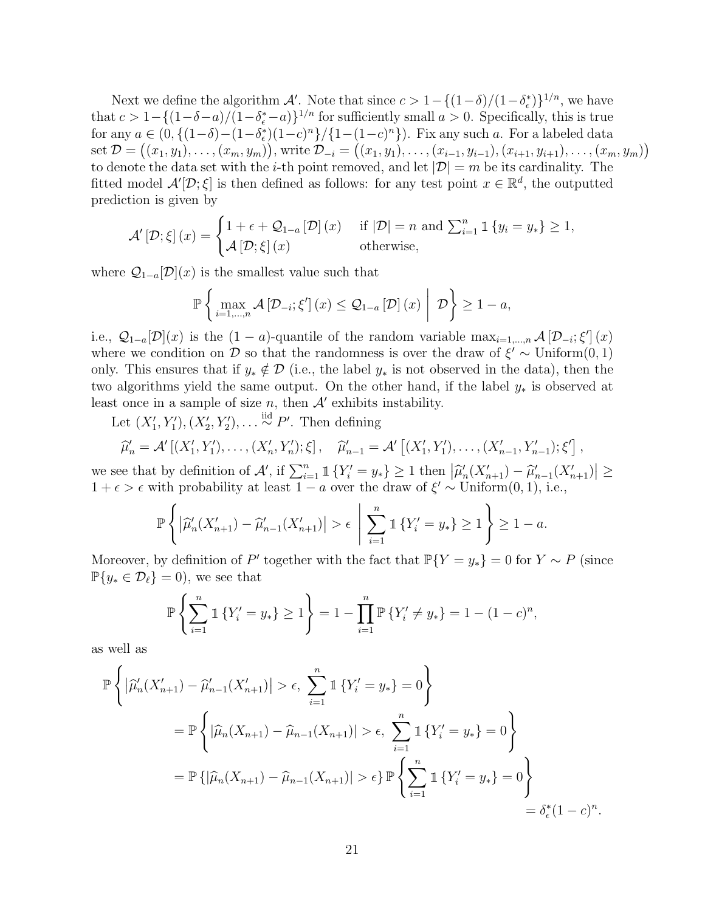Next we define the algorithm $\mathcal{A}'$. Note that since $c > 1-\{(1-\delta)/(1-\delta^*_\epsilon)\}^{1/n}$, we have that $c > 1-\{(1-\delta-a)/(1-\delta^*_\epsilon-a)\}^{1/n}$ for sufficiently small $a > 0$. Specifically, this is true for any $a \in (0, \{(1-\delta)-(1-\delta^*_\epsilon)(1-c)^n\}/\{1-(1-c)^n\})$. Fix any such $a$. For a labeled data set $\mathcal{D} = \big((x_1, y_1), \ldots, (x_m, y_m)\big)$, write $\mathcal{D}_{-i} = \big((x_1, y_1), \ldots, (x_{i-1}, y_{i-1}), (x_{i+1}, y_{i+1}), \ldots, (x_m, y_m)\big)$ to denote the data set with the $i$-th point removed, and let $|\mathcal{D}| = m$ be its cardinality. The fitted model $\mathcal{A}'[\mathcal{D}; \xi]$ is then defined as follows: for any test point $x \in \mathbb{R}^d$, the outputted prediction is given by

$$\mathcal{A}'\left[\mathcal{D}; \xi\right](x) = \begin{cases} 1 + \epsilon + \mathcal{Q}_{1-a}\left[\mathcal{D}\right](x) & \text{if } |\mathcal{D}| = n \text{ and } \sum_{i=1}^n \mathbb{1}\left\{y_i = y_*\right\} \geq 1, \\ \mathcal{A}\left[\mathcal{D}; \xi\right](x) & \text{otherwise,} \end{cases}$$

where $\mathcal{Q}_{1-a}[\mathcal{D}](x)$ is the smallest value such that

$$\mathbb{P}\left\{ \max_{i=1,\ldots,n} \mathcal{A}\left[\mathcal{D}_{-i}; \xi'\right](x) \leq \mathcal{Q}_{1-a}\left[\mathcal{D}\right](x) \;\middle|\; \mathcal{D} \right\} \geq 1 - a,$$

i.e., $\mathcal{Q}_{1-a}[\mathcal{D}](x)$ is the $(1-a)$-quantile of the random variable $\max_{i=1,\ldots,n} \mathcal{A}\left[\mathcal{D}_{-i}; \xi'\right](x)$ where we condition on $\mathcal{D}$ so that the randomness is over the draw of $\xi' \sim \text{Uniform}(0,1)$ only. This ensures that if $y_* \notin \mathcal{D}$ (i.e., the label $y_*$ is not observed in the data), then the two algorithms yield the same output. On the other hand, if the label $y_*$ is observed at least once in a sample of size $n$, then $\mathcal{A}'$ exhibits instability.

Let $(X'_1, Y'_1), (X'_2, Y'_2), \ldots \overset{\text{iid}}{\sim} P'$. Then defining

$$\widehat{\mu}'_n = \mathcal{A}'\left[(X'_1, Y'_1), \ldots, (X'_n, Y'_n); \xi\right], \quad \widehat{\mu}'_{n-1} = \mathcal{A}'\left[(X'_1, Y'_1), \ldots, (X'_{n-1}, Y'_{n-1}); \xi'\right],$$

we see that by definition of $\mathcal{A}'$, if $\sum_{i=1}^n \mathbb{1}\left\{Y'_i = y_*\right\} \geq 1$ then $\left|\widehat{\mu}'_n(X'_{n+1}) - \widehat{\mu}'_{n-1}(X'_{n+1})\right| \geq 1 + \epsilon > \epsilon$ with probability at least $1 - a$ over the draw of $\xi' \sim \text{Uniform}(0,1)$, i.e.,

$$\mathbb{P}\left\{ \left|\widehat{\mu}'_n(X'_{n+1}) - \widehat{\mu}'_{n-1}(X'_{n+1})\right| > \epsilon \;\middle|\; \sum_{i=1}^n \mathbb{1}\left\{Y'_i = y_*\right\} \geq 1 \right\} \geq 1 - a.$$

Moreover, by definition of $P'$ together with the fact that $\mathbb{P}\{Y = y_*\} = 0$ for $Y \sim P$ (since $\mathbb{P}\{y_* \in \mathcal{D}_\ell\} = 0$), we see that

$$\mathbb{P}\left\{ \sum_{i=1}^n \mathbb{1}\left\{Y'_i = y_*\right\} \geq 1 \right\} = 1 - \prod_{i=1}^n \mathbb{P}\left\{Y'_i \neq y_*\right\} = 1 - (1-c)^n,$$

as well as

$$\begin{aligned}
\mathbb{P}&\left\{ \left|\widehat{\mu}'_n(X'_{n+1}) - \widehat{\mu}'_{n-1}(X'_{n+1})\right| > \epsilon,\ \sum_{i=1}^n \mathbb{1}\left\{Y'_i = y_*\right\} = 0 \right\} \\
&= \mathbb{P}\left\{ \left|\widehat{\mu}_n(X_{n+1}) - \widehat{\mu}_{n-1}(X_{n+1})\right| > \epsilon,\ \sum_{i=1}^n \mathbb{1}\left\{Y'_i = y_*\right\} = 0 \right\} \\
&= \mathbb{P}\left\{ \left|\widehat{\mu}_n(X_{n+1}) - \widehat{\mu}_{n-1}(X_{n+1})\right| > \epsilon \right\} \mathbb{P}\left\{ \sum_{i=1}^n \mathbb{1}\left\{Y'_i = y_*\right\} = 0 \right\} \\
&\qquad\qquad\qquad\qquad\qquad\qquad\qquad\qquad\qquad\qquad\qquad = \delta^*_\epsilon (1-c)^n.
\end{aligned}$$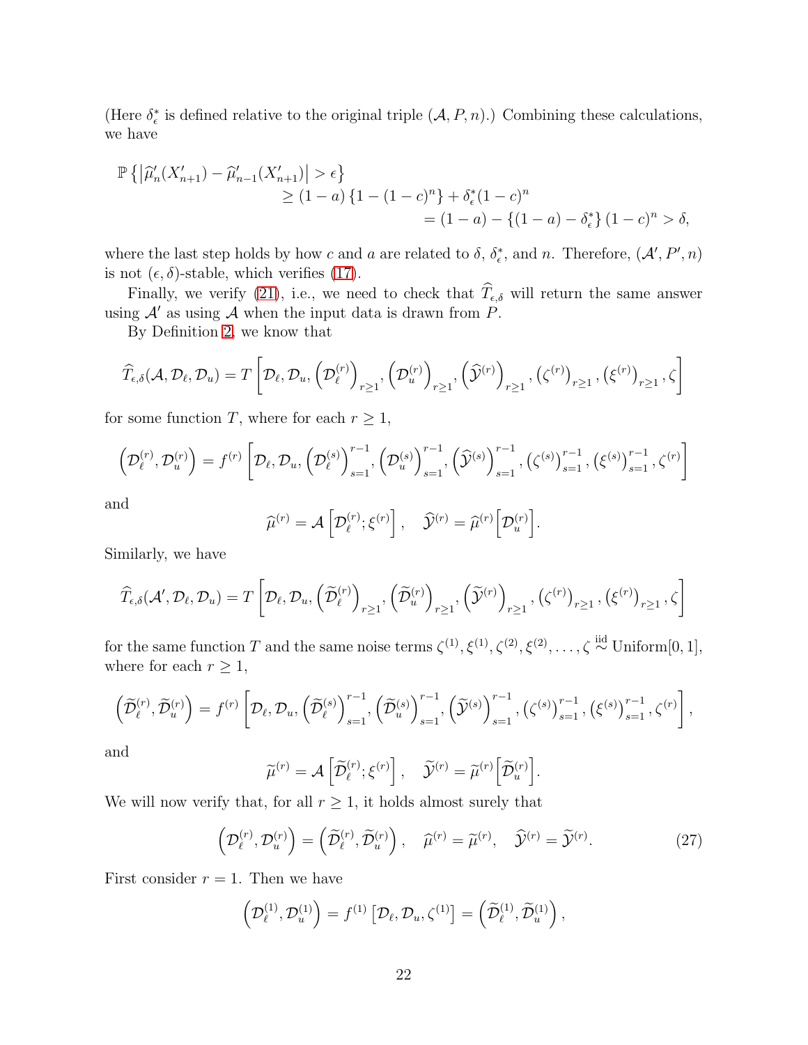(Here $\delta^*_\epsilon$ is defined relative to the original triple $(\mathcal{A}, P, n)$.) Combining these calculations, we have

$$
\begin{aligned}
\mathbb{P}\left\{\left|\widehat{\mu}'_n(X'_{n+1}) - \widehat{\mu}'_{n-1}(X'_{n+1})\right| > \epsilon\right\} \\
&\geq (1-a)\left\{1-(1-c)^n\right\} + \delta^*_\epsilon(1-c)^n \\
&= (1-a) - \left\{(1-a) - \delta^*_\epsilon\right\}(1-c)^n > \delta,
\end{aligned}
$$

where the last step holds by how $c$ and $a$ are related to $\delta$, $\delta^*_\epsilon$, and $n$. Therefore, $(\mathcal{A}', P', n)$ is not $(\epsilon, \delta)$-stable, which verifies (17).

Finally, we verify (21), i.e., we need to check that $\widehat{T}_{\epsilon,\delta}$ will return the same answer using $\mathcal{A}'$ as using $\mathcal{A}$ when the input data is drawn from $P$.

By Definition 2, we know that

$$
\widehat{T}_{\epsilon,\delta}(\mathcal{A}, \mathcal{D}_\ell, \mathcal{D}_u) = T\left[\mathcal{D}_\ell, \mathcal{D}_u, \left(\mathcal{D}^{(r)}_\ell\right)_{r\geq 1}, \left(\mathcal{D}^{(r)}_u\right)_{r\geq 1}, \left(\widehat{\mathcal{Y}}^{(r)}\right)_{r\geq 1}, \left(\zeta^{(r)}\right)_{r\geq 1}, \left(\xi^{(r)}\right)_{r\geq 1}, \zeta\right]
$$

for some function $T$, where for each $r \geq 1$,

$$
\left(\mathcal{D}^{(r)}_\ell, \mathcal{D}^{(r)}_u\right) = f^{(r)}\left[\mathcal{D}_\ell, \mathcal{D}_u, \left(\mathcal{D}^{(s)}_\ell\right)^{r-1}_{s=1}, \left(\mathcal{D}^{(s)}_u\right)^{r-1}_{s=1}, \left(\widehat{\mathcal{Y}}^{(s)}\right)^{r-1}_{s=1}, \left(\zeta^{(s)}\right)^{r-1}_{s=1}, \left(\xi^{(s)}\right)^{r-1}_{s=1}, \zeta^{(r)}\right]
$$

and

$$
\widehat{\mu}^{(r)} = \mathcal{A}\left[\mathcal{D}^{(r)}_\ell; \xi^{(r)}\right], \quad \widehat{\mathcal{Y}}^{(r)} = \widehat{\mu}^{(r)}\left[\mathcal{D}^{(r)}_u\right].
$$

Similarly, we have

$$
\widehat{T}_{\epsilon,\delta}(\mathcal{A}', \mathcal{D}_\ell, \mathcal{D}_u) = T\left[\mathcal{D}_\ell, \mathcal{D}_u, \left(\widetilde{\mathcal{D}}^{(r)}_\ell\right)_{r\geq 1}, \left(\widetilde{\mathcal{D}}^{(r)}_u\right)_{r\geq 1}, \left(\widetilde{\mathcal{Y}}^{(r)}\right)_{r\geq 1}, \left(\zeta^{(r)}\right)_{r\geq 1}, \left(\xi^{(r)}\right)_{r\geq 1}, \zeta\right]
$$

for the same function $T$ and the same noise terms $\zeta^{(1)}, \xi^{(1)}, \zeta^{(2)}, \xi^{(2)}, \ldots, \zeta \overset{\text{iid}}{\sim} \text{Uniform}[0,1]$, where for each $r \geq 1$,

$$
\left(\widetilde{\mathcal{D}}^{(r)}_\ell, \widetilde{\mathcal{D}}^{(r)}_u\right) = f^{(r)}\left[\mathcal{D}_\ell, \mathcal{D}_u, \left(\widetilde{\mathcal{D}}^{(s)}_\ell\right)^{r-1}_{s=1}, \left(\widetilde{\mathcal{D}}^{(s)}_u\right)^{r-1}_{s=1}, \left(\widetilde{\mathcal{Y}}^{(s)}\right)^{r-1}_{s=1}, \left(\zeta^{(s)}\right)^{r-1}_{s=1}, \left(\xi^{(s)}\right)^{r-1}_{s=1}, \zeta^{(r)}\right],
$$

and

$$
\widetilde{\mu}^{(r)} = \mathcal{A}\left[\widetilde{\mathcal{D}}^{(r)}_\ell; \xi^{(r)}\right], \quad \widetilde{\mathcal{Y}}^{(r)} = \widetilde{\mu}^{(r)}\left[\widetilde{\mathcal{D}}^{(r)}_u\right].
$$

We will now verify that, for all $r \geq 1$, it holds almost surely that

$$
\left(\mathcal{D}^{(r)}_\ell, \mathcal{D}^{(r)}_u\right) = \left(\widetilde{\mathcal{D}}^{(r)}_\ell, \widetilde{\mathcal{D}}^{(r)}_u\right), \quad \widehat{\mu}^{(r)} = \widetilde{\mu}^{(r)}, \quad \widehat{\mathcal{Y}}^{(r)} = \widetilde{\mathcal{Y}}^{(r)}. \tag{27}
$$

First consider $r = 1$. Then we have

$$
\left(\mathcal{D}^{(1)}_\ell, \mathcal{D}^{(1)}_u\right) = f^{(1)}\left[\mathcal{D}_\ell, \mathcal{D}_u, \zeta^{(1)}\right] = \left(\widetilde{\mathcal{D}}^{(1)}_\ell, \widetilde{\mathcal{D}}^{(1)}_u\right),
$$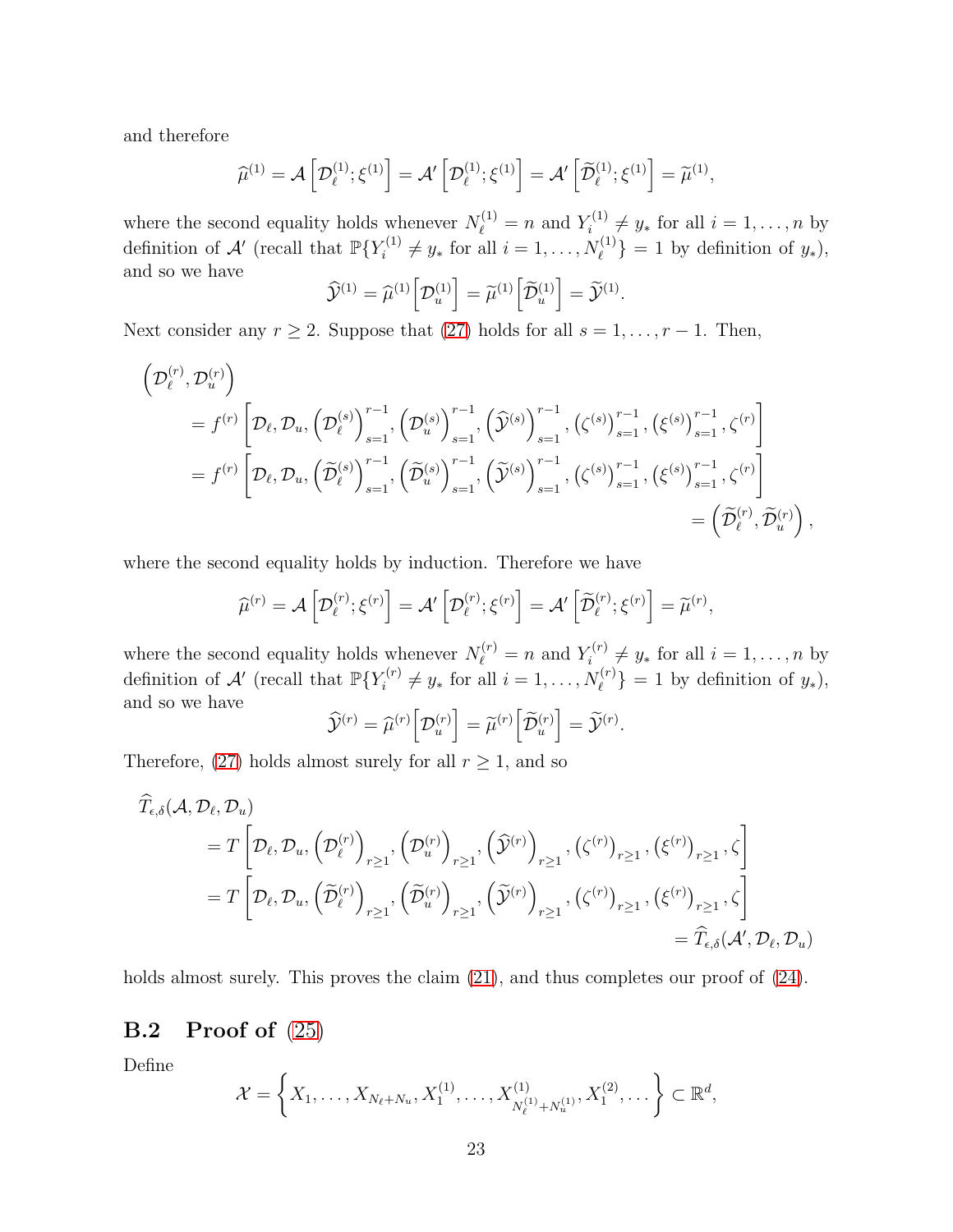and therefore

$$\widehat{\mu}^{(1)} = \mathcal{A}\left[\mathcal{D}_\ell^{(1)};\xi^{(1)}\right] = \mathcal{A}'\left[\mathcal{D}_\ell^{(1)};\xi^{(1)}\right] = \mathcal{A}'\left[\widetilde{\mathcal{D}}_\ell^{(1)};\xi^{(1)}\right] = \widetilde{\mu}^{(1)},$$

where the second equality holds whenever $N_\ell^{(1)} = n$ and $Y_i^{(1)} \neq y_*$ for all $i = 1, \ldots, n$ by definition of $\mathcal{A}'$ (recall that $\mathbb{P}\{Y_i^{(1)} \neq y_* \text{ for all } i = 1, \ldots, N_\ell^{(1)}\} = 1$ by definition of $y_*$), and so we have

$$\widehat{\mathcal{Y}}^{(1)} = \widehat{\mu}^{(1)}\left[\mathcal{D}_u^{(1)}\right] = \widetilde{\mu}^{(1)}\left[\widetilde{\mathcal{D}}_u^{(1)}\right] = \widetilde{\mathcal{Y}}^{(1)}.$$

Next consider any $r \geq 2$. Suppose that (27) holds for all $s = 1, \ldots, r-1$. Then,

$$\begin{aligned}
&\left(\mathcal{D}_\ell^{(r)}, \mathcal{D}_u^{(r)}\right) \\
&\quad = f^{(r)}\left[\mathcal{D}_\ell, \mathcal{D}_u, \left(\mathcal{D}_\ell^{(s)}\right)_{s=1}^{r-1}, \left(\mathcal{D}_u^{(s)}\right)_{s=1}^{r-1}, \left(\widehat{\mathcal{Y}}^{(s)}\right)_{s=1}^{r-1}, \left(\zeta^{(s)}\right)_{s=1}^{r-1}, \left(\xi^{(s)}\right)_{s=1}^{r-1}, \zeta^{(r)}\right] \\
&\quad = f^{(r)}\left[\mathcal{D}_\ell, \mathcal{D}_u, \left(\widetilde{\mathcal{D}}_\ell^{(s)}\right)_{s=1}^{r-1}, \left(\widetilde{\mathcal{D}}_u^{(s)}\right)_{s=1}^{r-1}, \left(\widetilde{\mathcal{Y}}^{(s)}\right)_{s=1}^{r-1}, \left(\zeta^{(s)}\right)_{s=1}^{r-1}, \left(\xi^{(s)}\right)_{s=1}^{r-1}, \zeta^{(r)}\right] \\
&\quad = \left(\widetilde{\mathcal{D}}_\ell^{(r)}, \widetilde{\mathcal{D}}_u^{(r)}\right),
\end{aligned}$$

where the second equality holds by induction. Therefore we have

$$\widehat{\mu}^{(r)} = \mathcal{A}\left[\mathcal{D}_\ell^{(r)};\xi^{(r)}\right] = \mathcal{A}'\left[\mathcal{D}_\ell^{(r)};\xi^{(r)}\right] = \mathcal{A}'\left[\widetilde{\mathcal{D}}_\ell^{(r)};\xi^{(r)}\right] = \widetilde{\mu}^{(r)},$$

where the second equality holds whenever $N_\ell^{(r)} = n$ and $Y_i^{(r)} \neq y_*$ for all $i = 1, \ldots, n$ by definition of $\mathcal{A}'$ (recall that $\mathbb{P}\{Y_i^{(r)} \neq y_* \text{ for all } i = 1, \ldots, N_\ell^{(r)}\} = 1$ by definition of $y_*$), and so we have

$$\widehat{\mathcal{Y}}^{(r)} = \widehat{\mu}^{(r)}\left[\mathcal{D}_u^{(r)}\right] = \widetilde{\mu}^{(r)}\left[\widetilde{\mathcal{D}}_u^{(r)}\right] = \widetilde{\mathcal{Y}}^{(r)}.$$

Therefore, (27) holds almost surely for all $r \geq 1$, and so

$$\begin{aligned}
&\widehat{T}_{\epsilon,\delta}(\mathcal{A}, \mathcal{D}_\ell, \mathcal{D}_u) \\
&\quad = T\left[\mathcal{D}_\ell, \mathcal{D}_u, \left(\mathcal{D}_\ell^{(r)}\right)_{r\geq 1}, \left(\mathcal{D}_u^{(r)}\right)_{r\geq 1}, \left(\widehat{\mathcal{Y}}^{(r)}\right)_{r\geq 1}, \left(\zeta^{(r)}\right)_{r\geq 1}, \left(\xi^{(r)}\right)_{r\geq 1}, \zeta\right] \\
&\quad = T\left[\mathcal{D}_\ell, \mathcal{D}_u, \left(\widetilde{\mathcal{D}}_\ell^{(r)}\right)_{r\geq 1}, \left(\widetilde{\mathcal{D}}_u^{(r)}\right)_{r\geq 1}, \left(\widetilde{\mathcal{Y}}^{(r)}\right)_{r\geq 1}, \left(\zeta^{(r)}\right)_{r\geq 1}, \left(\xi^{(r)}\right)_{r\geq 1}, \zeta\right] \\
&\quad = \widehat{T}_{\epsilon,\delta}(\mathcal{A}', \mathcal{D}_\ell, \mathcal{D}_u)
\end{aligned}$$

holds almost surely. This proves the claim (21), and thus completes our proof of (24).

## B.2 Proof of (25)

Define

$$\mathcal{X} = \left\{X_1, \ldots, X_{N_\ell + N_u}, X_1^{(1)}, \ldots, X^{(1)}_{N_\ell^{(1)} + N_u^{(1)}}, X_1^{(2)}, \ldots\right\} \subset \mathbb{R}^d,$$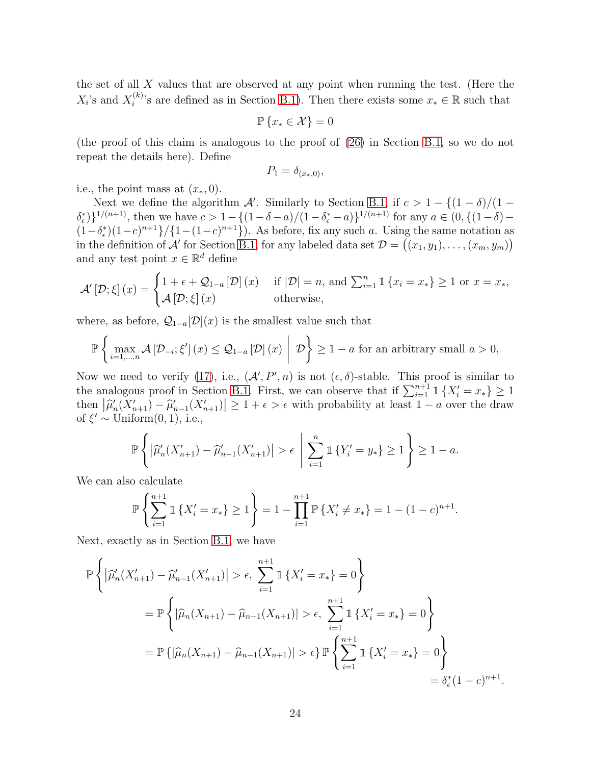the set of all $X$ values that are observed at any point when running the test. (Here the $X_i$'s and $X_i^{(k)}$'s are defined as in Section B.1). Then there exists some $x_* \in \mathbb{R}$ such that

$$\mathbb{P}\left\{x_* \in \mathcal{X}\right\} = 0$$

(the proof of this claim is analogous to the proof of (26) in Section B.1, so we do not repeat the details here). Define

$$P_1 = \delta_{(x_*,0)},$$

i.e., the point mass at $(x_*, 0)$.

Next we define the algorithm $\mathcal{A}'$. Similarly to Section B.1, if $c > 1 - \{(1-\delta)/(1-\delta_\epsilon^*)\}^{1/(n+1)}$, then we have $c > 1 - \{(1-\delta-a)/(1-\delta_\epsilon^*-a)\}^{1/(n+1)}$ for any $a \in (0, \{(1-\delta) - (1-\delta_\epsilon^*)(1-c)^{n+1}\}/\{1-(1-c)^{n+1}\})$. As before, fix any such $a$. Using the same notation as in the definition of $\mathcal{A}'$ for Section B.1, for any labeled data set $\mathcal{D} = \big((x_1, y_1), \ldots, (x_m, y_m)\big)$ and any test point $x \in \mathbb{R}^d$ define

$$\mathcal{A}'\left[\mathcal{D};\xi\right](x) = \begin{cases} 1 + \epsilon + \mathcal{Q}_{1-a}\left[\mathcal{D}\right](x) & \text{if } |\mathcal{D}| = n, \text{ and } \sum_{i=1}^n \mathbb{1}\left\{x_i = x_*\right\} \geq 1 \text{ or } x = x_*, \\ \mathcal{A}\left[\mathcal{D};\xi\right](x) & \text{otherwise,} \end{cases}$$

where, as before, $\mathcal{Q}_{1-a}[\mathcal{D}](x)$ is the smallest value such that

$$\mathbb{P}\left\{\max_{i=1,\ldots,n} \mathcal{A}\left[\mathcal{D}_{-i};\xi'\right](x) \leq \mathcal{Q}_{1-a}\left[\mathcal{D}\right](x) \;\middle|\; \mathcal{D}\right\} \geq 1 - a \text{ for an arbitrary small } a > 0,$$

Now we need to verify (17), i.e., $(\mathcal{A}', P', n)$ is not $(\epsilon, \delta)$-stable. This proof is similar to the analogous proof in Section B.1. First, we can observe that if $\sum_{i=1}^{n+1} \mathbb{1}\left\{X_i' = x_*\right\} \geq 1$ then $\left|\widehat{\mu}_n'(X_{n+1}') - \widehat{\mu}_{n-1}'(X_{n+1}')\right| \geq 1 + \epsilon > \epsilon$ with probability at least $1 - a$ over the draw of $\xi' \sim \text{Uniform}(0, 1)$, i.e.,

$$\mathbb{P}\left\{\left|\widehat{\mu}_n'(X_{n+1}') - \widehat{\mu}_{n-1}'(X_{n+1}')\right| > \epsilon \;\middle|\; \sum_{i=1}^n \mathbb{1}\left\{Y_i' = y_*\right\} \geq 1\right\} \geq 1 - a.$$

We can also calculate

$$\mathbb{P}\left\{\sum_{i=1}^{n+1} \mathbb{1}\left\{X_i' = x_*\right\} \geq 1\right\} = 1 - \prod_{i=1}^{n+1} \mathbb{P}\left\{X_i' \neq x_*\right\} = 1 - (1-c)^{n+1}.$$

Next, exactly as in Section B.1, we have

$$\begin{aligned}
\mathbb{P}&\left\{\left|\widehat{\mu}_n'(X_{n+1}') - \widehat{\mu}_{n-1}'(X_{n+1}')\right| > \epsilon,\ \sum_{i=1}^{n+1} \mathbb{1}\left\{X_i' = x_*\right\} = 0\right\} \\
&= \mathbb{P}\left\{\left|\widehat{\mu}_n(X_{n+1}) - \widehat{\mu}_{n-1}(X_{n+1})\right| > \epsilon,\ \sum_{i=1}^{n+1} \mathbb{1}\left\{X_i' = x_*\right\} = 0\right\} \\
&= \mathbb{P}\left\{\left|\widehat{\mu}_n(X_{n+1}) - \widehat{\mu}_{n-1}(X_{n+1})\right| > \epsilon\right\} \mathbb{P}\left\{\sum_{i=1}^{n+1} \mathbb{1}\left\{X_i' = x_*\right\} = 0\right\} \\
&= \delta_\epsilon^*(1-c)^{n+1}.
\end{aligned}$$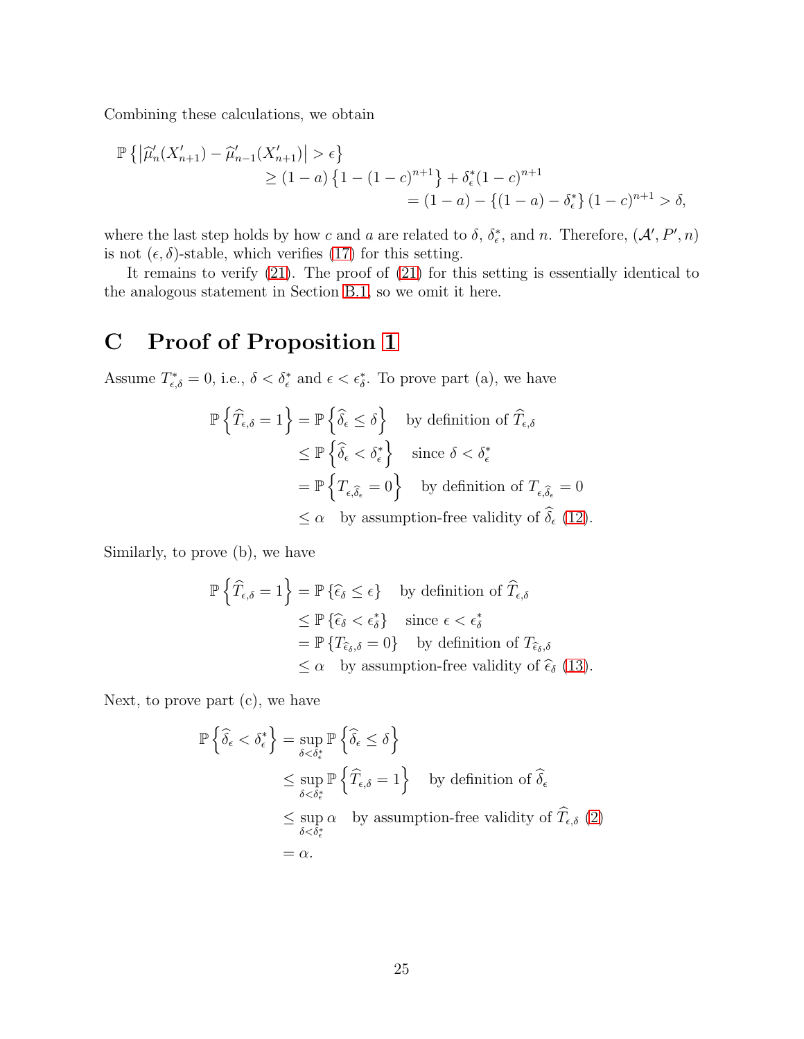Combining these calculations, we obtain

$$
\begin{aligned}
\mathbb{P}\left\{\left|\widehat{\mu}'_n(X'_{n+1}) - \widehat{\mu}'_{n-1}(X'_{n+1})\right| > \epsilon\right\} \\
&\geq (1-a)\left\{1-(1-c)^{n+1}\right\} + \delta^*_\epsilon (1-c)^{n+1} \\
&\quad = (1-a) - \left\{(1-a) - \delta^*_\epsilon\right\}(1-c)^{n+1} > \delta,
\end{aligned}
$$

where the last step holds by how $c$ and $a$ are related to $\delta$, $\delta^*_\epsilon$, and $n$. Therefore, $(\mathcal{A}', P', n)$ is not $(\epsilon, \delta)$-stable, which verifies (17) for this setting.

It remains to verify (21). The proof of (21) for this setting is essentially identical to the analogous statement in Section B.1, so we omit it here.

# C Proof of Proposition 1

Assume $T^*_{\epsilon,\delta} = 0$, i.e., $\delta < \delta^*_\epsilon$ and $\epsilon < \epsilon^*_\delta$. To prove part (a), we have

$$
\begin{aligned}
\mathbb{P}\left\{\widehat{T}_{\epsilon,\delta} = 1\right\} &= \mathbb{P}\left\{\widehat{\delta}_\epsilon \leq \delta\right\} \quad \text{by definition of } \widehat{T}_{\epsilon,\delta} \\
&\leq \mathbb{P}\left\{\widehat{\delta}_\epsilon < \delta^*_\epsilon\right\} \quad \text{since } \delta < \delta^*_\epsilon \\
&= \mathbb{P}\left\{T_{\epsilon,\widehat{\delta}_\epsilon} = 0\right\} \quad \text{by definition of } T_{\epsilon,\widehat{\delta}_\epsilon} = 0 \\
&\leq \alpha \quad \text{by assumption-free validity of } \widehat{\delta}_\epsilon \text{ (12)}.
\end{aligned}
$$

Similarly, to prove (b), we have

$$
\begin{aligned}
\mathbb{P}\left\{\widehat{T}_{\epsilon,\delta} = 1\right\} &= \mathbb{P}\left\{\widehat{\epsilon}_\delta \leq \epsilon\right\} \quad \text{by definition of } \widehat{T}_{\epsilon,\delta} \\
&\leq \mathbb{P}\left\{\widehat{\epsilon}_\delta < \epsilon^*_\delta\right\} \quad \text{since } \epsilon < \epsilon^*_\delta \\
&= \mathbb{P}\left\{T_{\widehat{\epsilon}_\delta,\delta} = 0\right\} \quad \text{by definition of } T_{\widehat{\epsilon}_\delta,\delta} \\
&\leq \alpha \quad \text{by assumption-free validity of } \widehat{\epsilon}_\delta \text{ (13)}.
\end{aligned}
$$

Next, to prove part (c), we have

$$
\begin{aligned}
\mathbb{P}\left\{\widehat{\delta}_\epsilon < \delta^*_\epsilon\right\} &= \sup_{\delta < \delta^*_\epsilon} \mathbb{P}\left\{\widehat{\delta}_\epsilon \leq \delta\right\} \\
&\leq \sup_{\delta < \delta^*_\epsilon} \mathbb{P}\left\{\widehat{T}_{\epsilon,\delta} = 1\right\} \quad \text{by definition of } \widehat{\delta}_\epsilon \\
&\leq \sup_{\delta < \delta^*_\epsilon} \alpha \quad \text{by assumption-free validity of } \widehat{T}_{\epsilon,\delta} \text{ (2)} \\
&= \alpha.
\end{aligned}
$$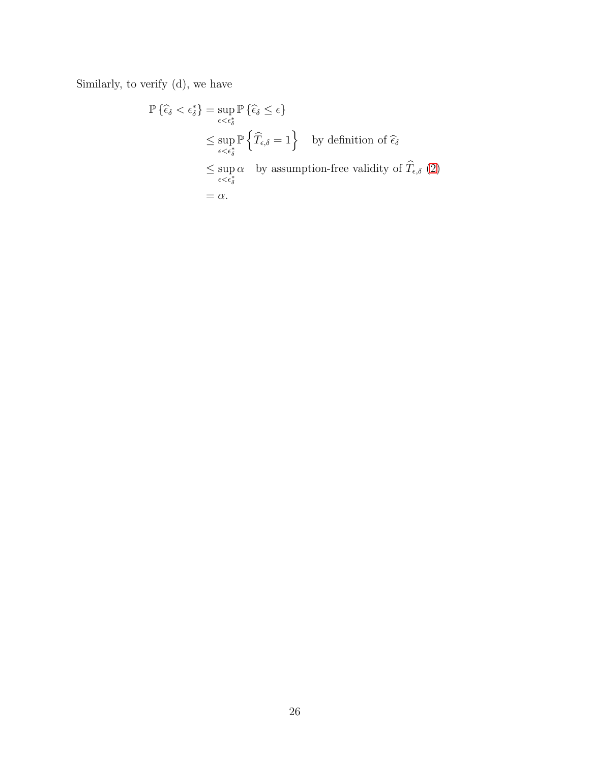Similarly, to verify (d), we have

$$
\begin{aligned}
\mathbb{P}\left\{\widehat{\epsilon}_\delta < \epsilon^*_\delta\right\} &= \sup_{\epsilon < \epsilon^*_\delta} \mathbb{P}\left\{\widehat{\epsilon}_\delta \leq \epsilon\right\} \\
&\leq \sup_{\epsilon < \epsilon^*_\delta} \mathbb{P}\left\{\widehat{T}_{\epsilon,\delta} = 1\right\} \quad \text{by definition of } \widehat{\epsilon}_\delta \\
&\leq \sup_{\epsilon < \epsilon^*_\delta} \alpha \quad \text{by assumption-free validity of } \widehat{T}_{\epsilon,\delta} \text{ (2)} \\
&= \alpha.
\end{aligned}
$$